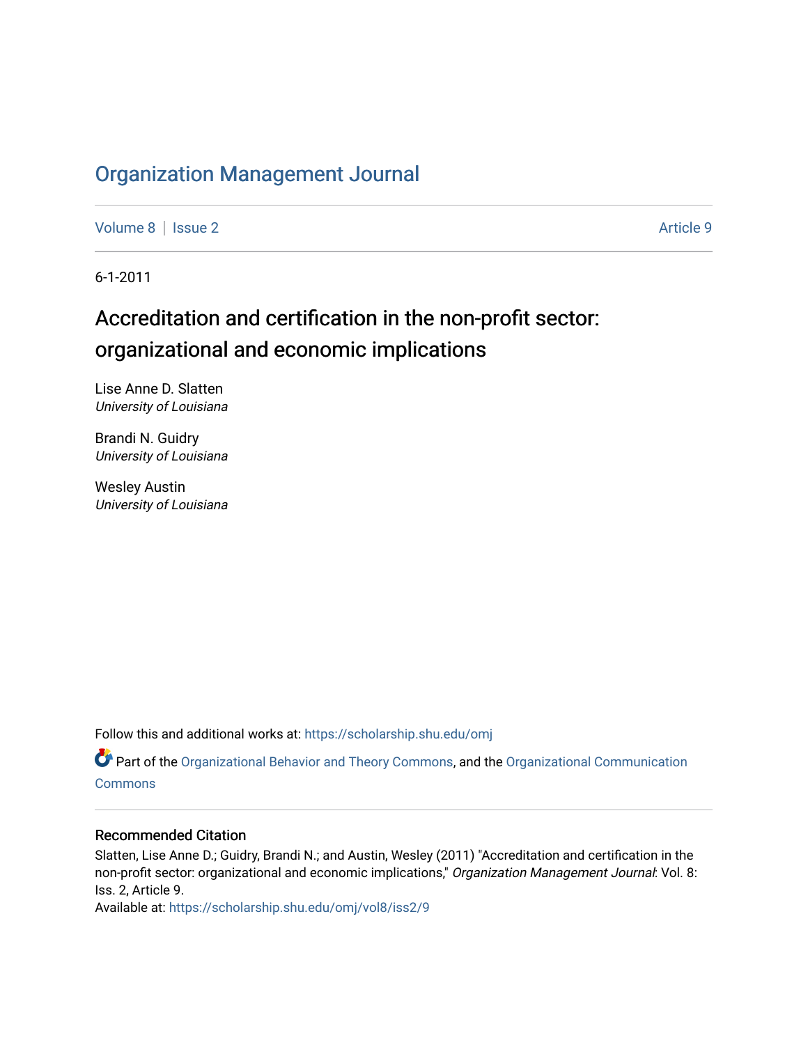# Organization Management Journal

Volume 8 | Issue 2 Article 9

6-1-2011

## Accreditation and certification in the non-profit sector: organizational and economic implications

Lise Anne D. Slatten
*University of Louisiana*

Brandi N. Guidry
*University of Louisiana*

Wesley Austin
*University of Louisiana*

Follow this and additional works at: https://scholarship.shu.edu/omj

Part of the Organizational Behavior and Theory Commons, and the Organizational Communication Commons

### Recommended Citation

Slatten, Lise Anne D.; Guidry, Brandi N.; and Austin, Wesley (2011) "Accreditation and certification in the non-profit sector: organizational and economic implications," *Organization Management Journal*: Vol. 8: Iss. 2, Article 9.
Available at: https://scholarship.shu.edu/omj/vol8/iss2/9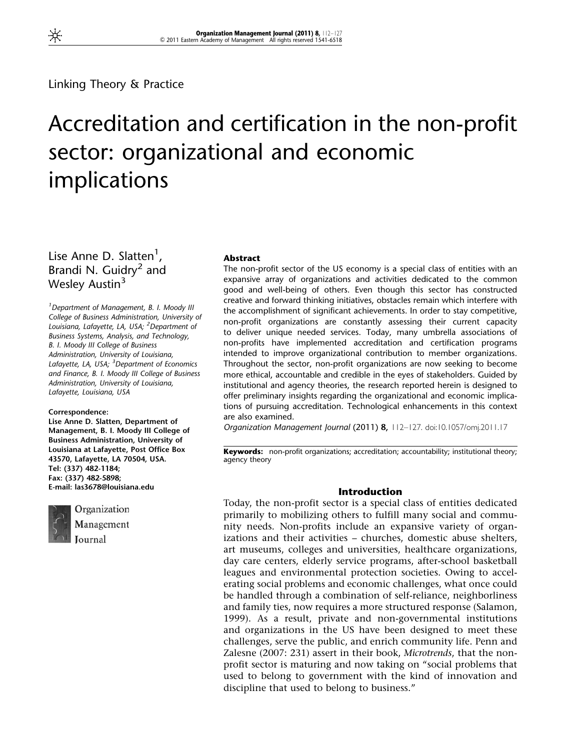Linking Theory & Practice

# Accreditation and certification in the non-profit sector: organizational and economic implications

Lise Anne D. Slatten[1], Brandi N. Guidry[2] and Wesley Austin[3]

[1]Department of Management, B. I. Moody III College of Business Administration, University of Louisiana, Lafayette, LA, USA; [2]Department of Business Systems, Analysis, and Technology, B. I. Moody III College of Business Administration, University of Louisiana, Lafayette, LA, USA; [3]Department of Economics and Finance, B. I. Moody III College of Business Administration, University of Louisiana, Lafayette, Louisiana, USA

**Correspondence:**
**Lise Anne D. Slatten, Department of Management, B. I. Moody III College of Business Administration, University of Louisiana at Lafayette, Post Office Box 43570, Lafayette, LA 70504, USA.**
**Tel: (337) 482-1184;**
**Fax: (337) 482-5898;**
**E-mail: las3678@louisiana.edu**

## Abstract

The non-profit sector of the US economy is a special class of entities with an expansive array of organizations and activities dedicated to the common good and well-being of others. Even though this sector has constructed creative and forward thinking initiatives, obstacles remain which interfere with the accomplishment of significant achievements. In order to stay competitive, non-profit organizations are constantly assessing their current capacity to deliver unique needed services. Today, many umbrella associations of non-profits have implemented accreditation and certification programs intended to improve organizational contribution to member organizations. Throughout the sector, non-profit organizations are now seeking to become more ethical, accountable and credible in the eyes of stakeholders. Guided by institutional and agency theories, the research reported herein is designed to offer preliminary insights regarding the organizational and economic implications of pursuing accreditation. Technological enhancements in this context are also examined.

*Organization Management Journal* (2011) **8,** 112–127. doi:10.1057/omj.2011.17

**Keywords:** non-profit organizations; accreditation; accountability; institutional theory; agency theory

## Introduction

Today, the non-profit sector is a special class of entities dedicated primarily to mobilizing others to fulfill many social and community needs. Non-profits include an expansive variety of organizations and their activities – churches, domestic abuse shelters, art museums, colleges and universities, healthcare organizations, day care centers, elderly service programs, after-school basketball leagues and environmental protection societies. Owing to accelerating social problems and economic challenges, what once could be handled through a combination of self-reliance, neighborliness and family ties, now requires a more structured response (Salamon, 1999). As a result, private and non-governmental institutions and organizations in the US have been designed to meet these challenges, serve the public, and enrich community life. Penn and Zalesne (2007: 231) assert in their book, *Microtrends*, that the non-profit sector is maturing and now taking on "social problems that used to belong to government with the kind of innovation and discipline that used to belong to business."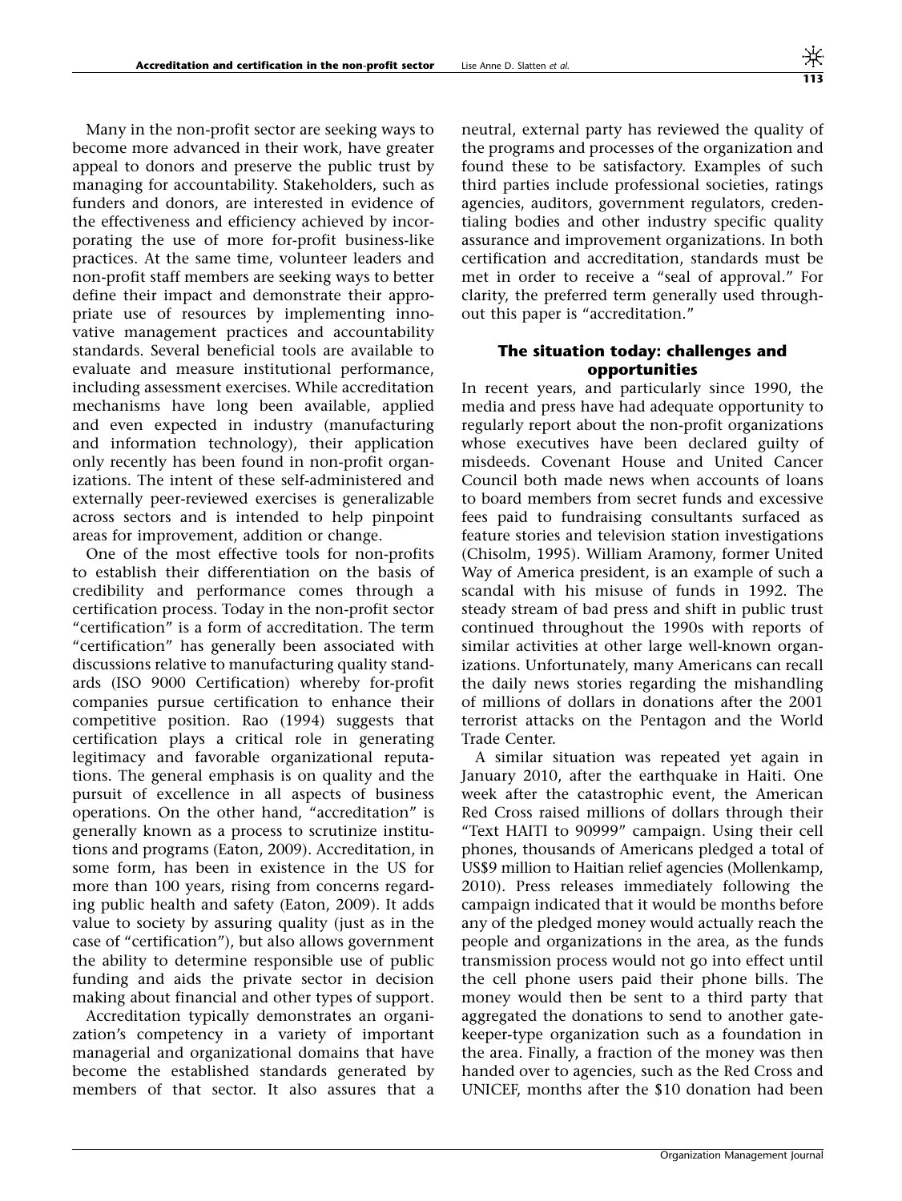Many in the non-profit sector are seeking ways to become more advanced in their work, have greater appeal to donors and preserve the public trust by managing for accountability. Stakeholders, such as funders and donors, are interested in evidence of the effectiveness and efficiency achieved by incorporating the use of more for-profit business-like practices. At the same time, volunteer leaders and non-profit staff members are seeking ways to better define their impact and demonstrate their appropriate use of resources by implementing innovative management practices and accountability standards. Several beneficial tools are available to evaluate and measure institutional performance, including assessment exercises. While accreditation mechanisms have long been available, applied and even expected in industry (manufacturing and information technology), their application only recently has been found in non-profit organizations. The intent of these self-administered and externally peer-reviewed exercises is generalizable across sectors and is intended to help pinpoint areas for improvement, addition or change.

One of the most effective tools for non-profits to establish their differentiation on the basis of credibility and performance comes through a certification process. Today in the non-profit sector "certification" is a form of accreditation. The term "certification" has generally been associated with discussions relative to manufacturing quality standards (ISO 9000 Certification) whereby for-profit companies pursue certification to enhance their competitive position. Rao (1994) suggests that certification plays a critical role in generating legitimacy and favorable organizational reputations. The general emphasis is on quality and the pursuit of excellence in all aspects of business operations. On the other hand, "accreditation" is generally known as a process to scrutinize institutions and programs (Eaton, 2009). Accreditation, in some form, has been in existence in the US for more than 100 years, rising from concerns regarding public health and safety (Eaton, 2009). It adds value to society by assuring quality (just as in the case of "certification"), but also allows government the ability to determine responsible use of public funding and aids the private sector in decision making about financial and other types of support.

Accreditation typically demonstrates an organization's competency in a variety of important managerial and organizational domains that have become the established standards generated by members of that sector. It also assures that a neutral, external party has reviewed the quality of the programs and processes of the organization and found these to be satisfactory. Examples of such third parties include professional societies, ratings agencies, auditors, government regulators, credentialing bodies and other industry specific quality assurance and improvement organizations. In both certification and accreditation, standards must be met in order to receive a "seal of approval." For clarity, the preferred term generally used throughout this paper is "accreditation."

## The situation today: challenges and opportunities

In recent years, and particularly since 1990, the media and press have had adequate opportunity to regularly report about the non-profit organizations whose executives have been declared guilty of misdeeds. Covenant House and United Cancer Council both made news when accounts of loans to board members from secret funds and excessive fees paid to fundraising consultants surfaced as feature stories and television station investigations (Chisolm, 1995). William Aramony, former United Way of America president, is an example of such a scandal with his misuse of funds in 1992. The steady stream of bad press and shift in public trust continued throughout the 1990s with reports of similar activities at other large well-known organizations. Unfortunately, many Americans can recall the daily news stories regarding the mishandling of millions of dollars in donations after the 2001 terrorist attacks on the Pentagon and the World Trade Center.

A similar situation was repeated yet again in January 2010, after the earthquake in Haiti. One week after the catastrophic event, the American Red Cross raised millions of dollars through their "Text HAITI to 90999" campaign. Using their cell phones, thousands of Americans pledged a total of US$9 million to Haitian relief agencies (Mollenkamp, 2010). Press releases immediately following the campaign indicated that it would be months before any of the pledged money would actually reach the people and organizations in the area, as the funds transmission process would not go into effect until the cell phone users paid their phone bills. The money would then be sent to a third party that aggregated the donations to send to another gatekeeper-type organization such as a foundation in the area. Finally, a fraction of the money was then handed over to agencies, such as the Red Cross and UNICEF, months after the $10 donation had been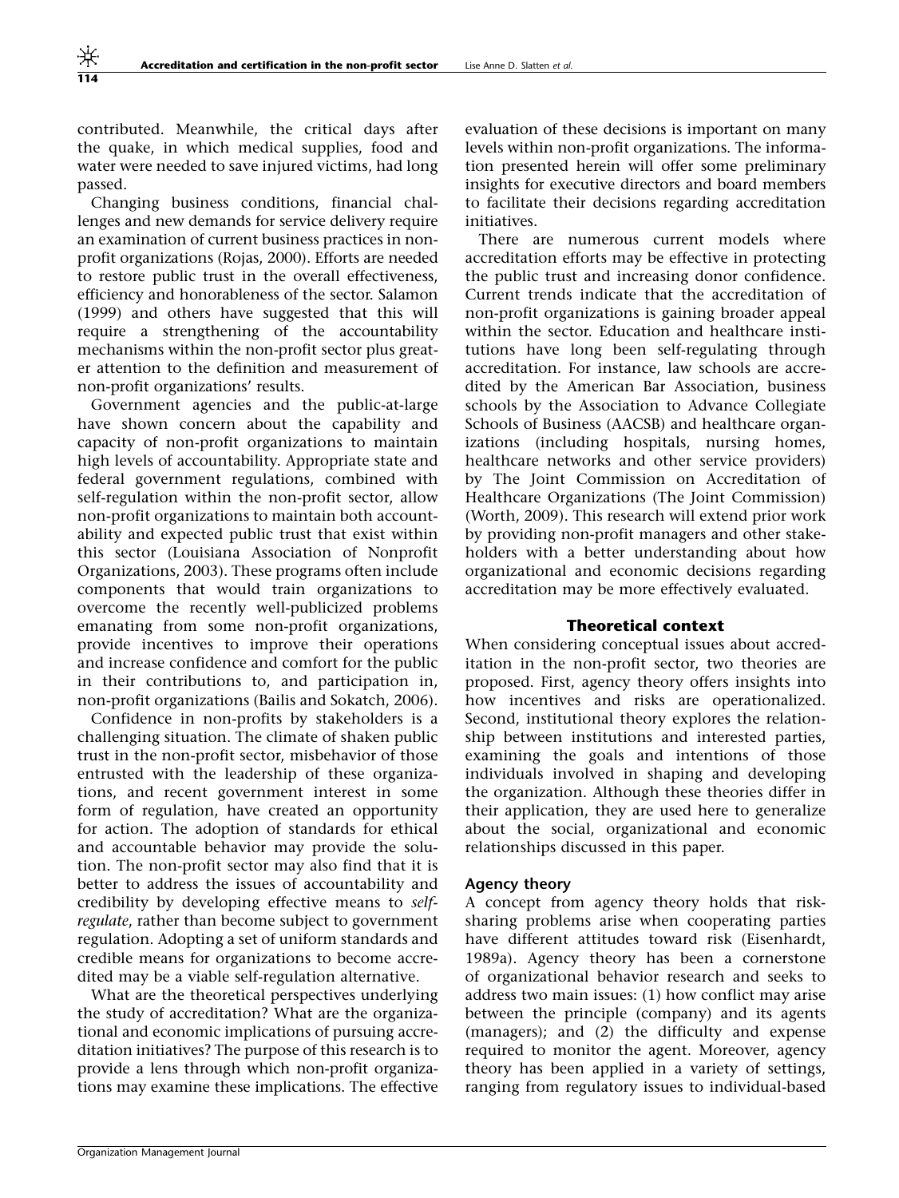contributed. Meanwhile, the critical days after the quake, in which medical supplies, food and water were needed to save injured victims, had long passed.

Changing business conditions, financial challenges and new demands for service delivery require an examination of current business practices in non-profit organizations (Rojas, 2000). Efforts are needed to restore public trust in the overall effectiveness, efficiency and honorableness of the sector. Salamon (1999) and others have suggested that this will require a strengthening of the accountability mechanisms within the non-profit sector plus greater attention to the definition and measurement of non-profit organizations' results.

Government agencies and the public-at-large have shown concern about the capability and capacity of non-profit organizations to maintain high levels of accountability. Appropriate state and federal government regulations, combined with self-regulation within the non-profit sector, allow non-profit organizations to maintain both accountability and expected public trust that exist within this sector (Louisiana Association of Nonprofit Organizations, 2003). These programs often include components that would train organizations to overcome the recently well-publicized problems emanating from some non-profit organizations, provide incentives to improve their operations and increase confidence and comfort for the public in their contributions to, and participation in, non-profit organizations (Bailis and Sokatch, 2006).

Confidence in non-profits by stakeholders is a challenging situation. The climate of shaken public trust in the non-profit sector, misbehavior of those entrusted with the leadership of these organizations, and recent government interest in some form of regulation, have created an opportunity for action. The adoption of standards for ethical and accountable behavior may provide the solution. The non-profit sector may also find that it is better to address the issues of accountability and credibility by developing effective means to *self-regulate*, rather than become subject to government regulation. Adopting a set of uniform standards and credible means for organizations to become accredited may be a viable self-regulation alternative.

What are the theoretical perspectives underlying the study of accreditation? What are the organizational and economic implications of pursuing accreditation initiatives? The purpose of this research is to provide a lens through which non-profit organizations may examine these implications. The effective evaluation of these decisions is important on many levels within non-profit organizations. The information presented herein will offer some preliminary insights for executive directors and board members to facilitate their decisions regarding accreditation initiatives.

There are numerous current models where accreditation efforts may be effective in protecting the public trust and increasing donor confidence. Current trends indicate that the accreditation of non-profit organizations is gaining broader appeal within the sector. Education and healthcare institutions have long been self-regulating through accreditation. For instance, law schools are accredited by the American Bar Association, business schools by the Association to Advance Collegiate Schools of Business (AACSB) and healthcare organizations (including hospitals, nursing homes, healthcare networks and other service providers) by The Joint Commission on Accreditation of Healthcare Organizations (The Joint Commission) (Worth, 2009). This research will extend prior work by providing non-profit managers and other stakeholders with a better understanding about how organizational and economic decisions regarding accreditation may be more effectively evaluated.

## Theoretical context

When considering conceptual issues about accreditation in the non-profit sector, two theories are proposed. First, agency theory offers insights into how incentives and risks are operationalized. Second, institutional theory explores the relationship between institutions and interested parties, examining the goals and intentions of those individuals involved in shaping and developing the organization. Although these theories differ in their application, they are used here to generalize about the social, organizational and economic relationships discussed in this paper.

### Agency theory

A concept from agency theory holds that risk-sharing problems arise when cooperating parties have different attitudes toward risk (Eisenhardt, 1989a). Agency theory has been a cornerstone of organizational behavior research and seeks to address two main issues: (1) how conflict may arise between the principle (company) and its agents (managers); and (2) the difficulty and expense required to monitor the agent. Moreover, agency theory has been applied in a variety of settings, ranging from regulatory issues to individual-based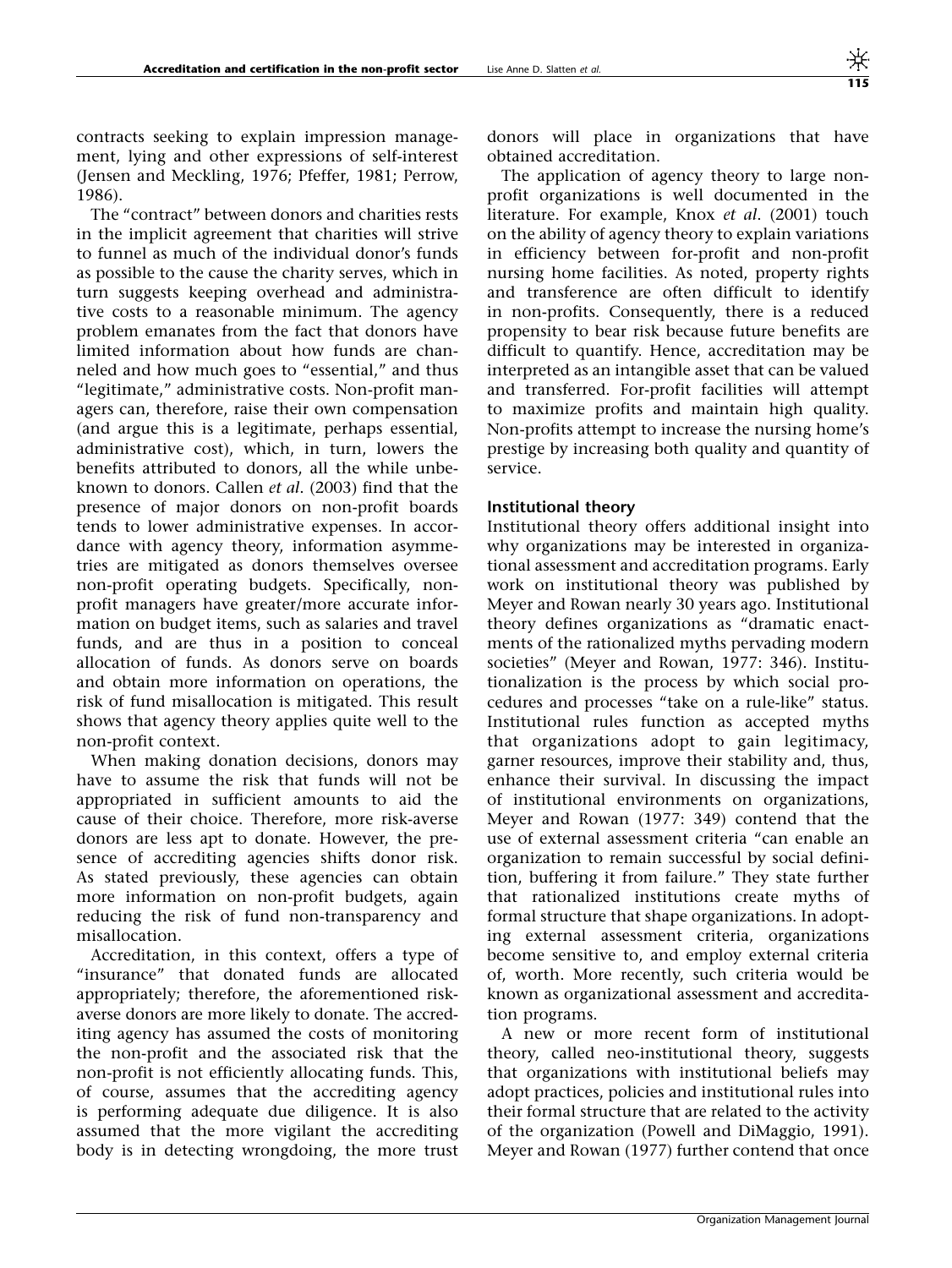contracts seeking to explain impression management, lying and other expressions of self-interest (Jensen and Meckling, 1976; Pfeffer, 1981; Perrow, 1986).

The "contract" between donors and charities rests in the implicit agreement that charities will strive to funnel as much of the individual donor's funds as possible to the cause the charity serves, which in turn suggests keeping overhead and administrative costs to a reasonable minimum. The agency problem emanates from the fact that donors have limited information about how funds are channeled and how much goes to "essential," and thus "legitimate," administrative costs. Non-profit managers can, therefore, raise their own compensation (and argue this is a legitimate, perhaps essential, administrative cost), which, in turn, lowers the benefits attributed to donors, all the while unbeknown to donors. Callen *et al*. (2003) find that the presence of major donors on non-profit boards tends to lower administrative expenses. In accordance with agency theory, information asymmetries are mitigated as donors themselves oversee non-profit operating budgets. Specifically, non-profit managers have greater/more accurate information on budget items, such as salaries and travel funds, and are thus in a position to conceal allocation of funds. As donors serve on boards and obtain more information on operations, the risk of fund misallocation is mitigated. This result shows that agency theory applies quite well to the non-profit context.

When making donation decisions, donors may have to assume the risk that funds will not be appropriated in sufficient amounts to aid the cause of their choice. Therefore, more risk-averse donors are less apt to donate. However, the presence of accrediting agencies shifts donor risk. As stated previously, these agencies can obtain more information on non-profit budgets, again reducing the risk of fund non-transparency and misallocation.

Accreditation, in this context, offers a type of "insurance" that donated funds are allocated appropriately; therefore, the aforementioned risk-averse donors are more likely to donate. The accrediting agency has assumed the costs of monitoring the non-profit and the associated risk that the non-profit is not efficiently allocating funds. This, of course, assumes that the accrediting agency is performing adequate due diligence. It is also assumed that the more vigilant the accrediting body is in detecting wrongdoing, the more trust donors will place in organizations that have obtained accreditation.

The application of agency theory to large non-profit organizations is well documented in the literature. For example, Knox *et al*. (2001) touch on the ability of agency theory to explain variations in efficiency between for-profit and non-profit nursing home facilities. As noted, property rights and transference are often difficult to identify in non-profits. Consequently, there is a reduced propensity to bear risk because future benefits are difficult to quantify. Hence, accreditation may be interpreted as an intangible asset that can be valued and transferred. For-profit facilities will attempt to maximize profits and maintain high quality. Non-profits attempt to increase the nursing home's prestige by increasing both quality and quantity of service.

### Institutional theory

Institutional theory offers additional insight into why organizations may be interested in organizational assessment and accreditation programs. Early work on institutional theory was published by Meyer and Rowan nearly 30 years ago. Institutional theory defines organizations as "dramatic enactments of the rationalized myths pervading modern societies" (Meyer and Rowan, 1977: 346). Institutionalization is the process by which social procedures and processes "take on a rule-like" status. Institutional rules function as accepted myths that organizations adopt to gain legitimacy, garner resources, improve their stability and, thus, enhance their survival. In discussing the impact of institutional environments on organizations, Meyer and Rowan (1977: 349) contend that the use of external assessment criteria "can enable an organization to remain successful by social definition, buffering it from failure." They state further that rationalized institutions create myths of formal structure that shape organizations. In adopting external assessment criteria, organizations become sensitive to, and employ external criteria of, worth. More recently, such criteria would be known as organizational assessment and accreditation programs.

A new or more recent form of institutional theory, called neo-institutional theory, suggests that organizations with institutional beliefs may adopt practices, policies and institutional rules into their formal structure that are related to the activity of the organization (Powell and DiMaggio, 1991). Meyer and Rowan (1977) further contend that once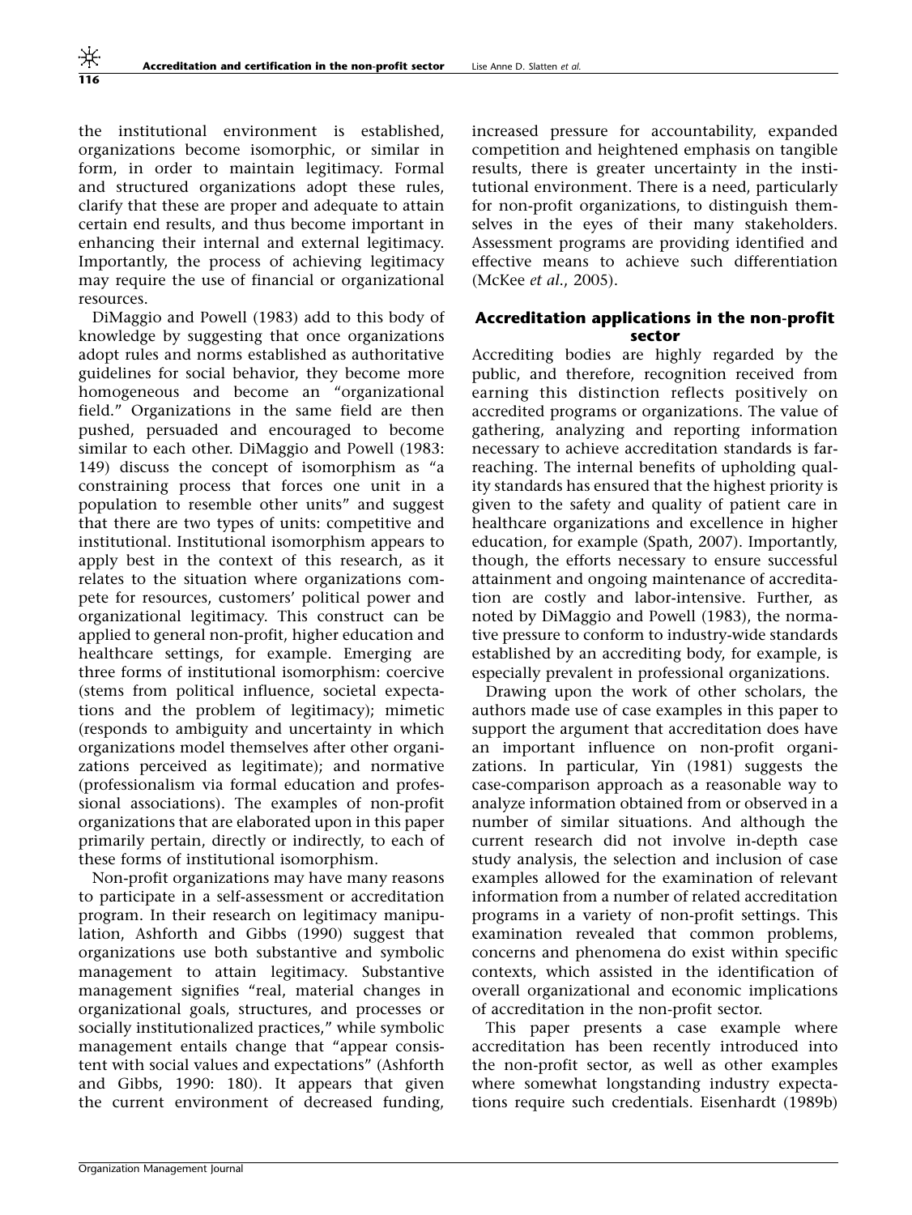the institutional environment is established, organizations become isomorphic, or similar in form, in order to maintain legitimacy. Formal and structured organizations adopt these rules, clarify that these are proper and adequate to attain certain end results, and thus become important in enhancing their internal and external legitimacy. Importantly, the process of achieving legitimacy may require the use of financial or organizational resources.

DiMaggio and Powell (1983) add to this body of knowledge by suggesting that once organizations adopt rules and norms established as authoritative guidelines for social behavior, they become more homogeneous and become an "organizational field." Organizations in the same field are then pushed, persuaded and encouraged to become similar to each other. DiMaggio and Powell (1983: 149) discuss the concept of isomorphism as "a constraining process that forces one unit in a population to resemble other units" and suggest that there are two types of units: competitive and institutional. Institutional isomorphism appears to apply best in the context of this research, as it relates to the situation where organizations compete for resources, customers' political power and organizational legitimacy. This construct can be applied to general non-profit, higher education and healthcare settings, for example. Emerging are three forms of institutional isomorphism: coercive (stems from political influence, societal expectations and the problem of legitimacy); mimetic (responds to ambiguity and uncertainty in which organizations model themselves after other organizations perceived as legitimate); and normative (professionalism via formal education and professional associations). The examples of non-profit organizations that are elaborated upon in this paper primarily pertain, directly or indirectly, to each of these forms of institutional isomorphism.

Non-profit organizations may have many reasons to participate in a self-assessment or accreditation program. In their research on legitimacy manipulation, Ashforth and Gibbs (1990) suggest that organizations use both substantive and symbolic management to attain legitimacy. Substantive management signifies "real, material changes in organizational goals, structures, and processes or socially institutionalized practices," while symbolic management entails change that "appear consistent with social values and expectations" (Ashforth and Gibbs, 1990: 180). It appears that given the current environment of decreased funding, increased pressure for accountability, expanded competition and heightened emphasis on tangible results, there is greater uncertainty in the institutional environment. There is a need, particularly for non-profit organizations, to distinguish themselves in the eyes of their many stakeholders. Assessment programs are providing identified and effective means to achieve such differentiation (McKee *et al.*, 2005).

## Accreditation applications in the non-profit sector

Accrediting bodies are highly regarded by the public, and therefore, recognition received from earning this distinction reflects positively on accredited programs or organizations. The value of gathering, analyzing and reporting information necessary to achieve accreditation standards is far-reaching. The internal benefits of upholding quality standards has ensured that the highest priority is given to the safety and quality of patient care in healthcare organizations and excellence in higher education, for example (Spath, 2007). Importantly, though, the efforts necessary to ensure successful attainment and ongoing maintenance of accreditation are costly and labor-intensive. Further, as noted by DiMaggio and Powell (1983), the normative pressure to conform to industry-wide standards established by an accrediting body, for example, is especially prevalent in professional organizations.

Drawing upon the work of other scholars, the authors made use of case examples in this paper to support the argument that accreditation does have an important influence on non-profit organizations. In particular, Yin (1981) suggests the case-comparison approach as a reasonable way to analyze information obtained from or observed in a number of similar situations. And although the current research did not involve in-depth case study analysis, the selection and inclusion of case examples allowed for the examination of relevant information from a number of related accreditation programs in a variety of non-profit settings. This examination revealed that common problems, concerns and phenomena do exist within specific contexts, which assisted in the identification of overall organizational and economic implications of accreditation in the non-profit sector.

This paper presents a case example where accreditation has been recently introduced into the non-profit sector, as well as other examples where somewhat longstanding industry expectations require such credentials. Eisenhardt (1989b)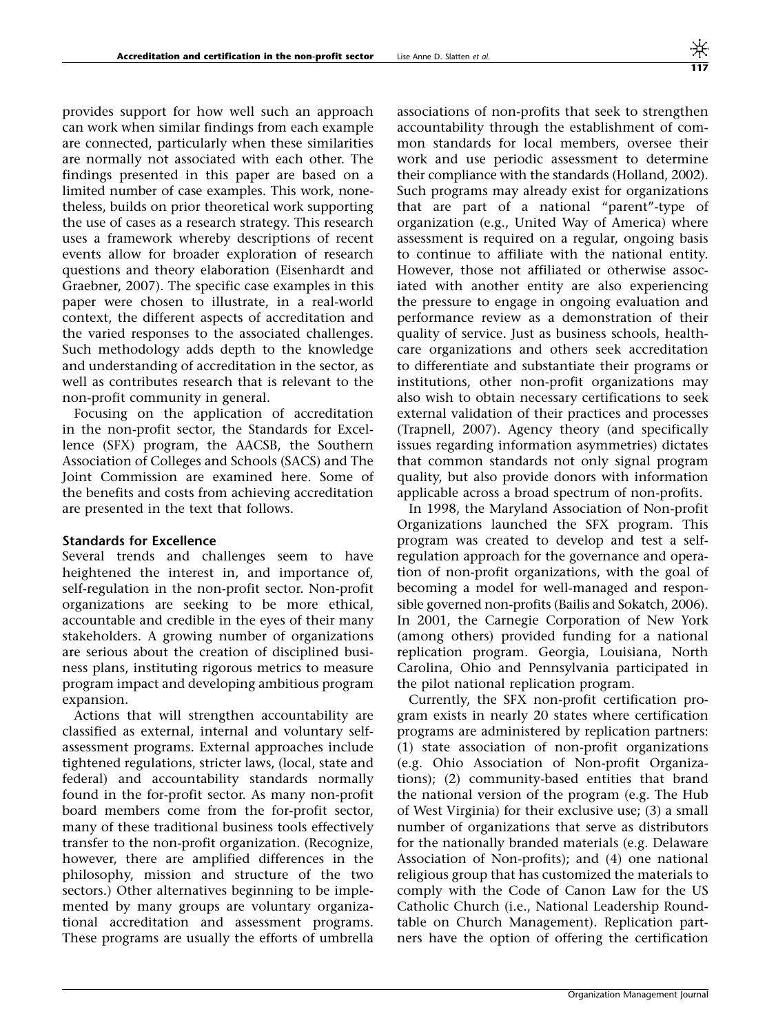provides support for how well such an approach can work when similar findings from each example are connected, particularly when these similarities are normally not associated with each other. The findings presented in this paper are based on a limited number of case examples. This work, nonetheless, builds on prior theoretical work supporting the use of cases as a research strategy. This research uses a framework whereby descriptions of recent events allow for broader exploration of research questions and theory elaboration (Eisenhardt and Graebner, 2007). The specific case examples in this paper were chosen to illustrate, in a real-world context, the different aspects of accreditation and the varied responses to the associated challenges. Such methodology adds depth to the knowledge and understanding of accreditation in the sector, as well as contributes research that is relevant to the non-profit community in general.

Focusing on the application of accreditation in the non-profit sector, the Standards for Excellence (SFX) program, the AACSB, the Southern Association of Colleges and Schools (SACS) and The Joint Commission are examined here. Some of the benefits and costs from achieving accreditation are presented in the text that follows.

### Standards for Excellence

Several trends and challenges seem to have heightened the interest in, and importance of, self-regulation in the non-profit sector. Non-profit organizations are seeking to be more ethical, accountable and credible in the eyes of their many stakeholders. A growing number of organizations are serious about the creation of disciplined business plans, instituting rigorous metrics to measure program impact and developing ambitious program expansion.

Actions that will strengthen accountability are classified as external, internal and voluntary self-assessment programs. External approaches include tightened regulations, stricter laws, (local, state and federal) and accountability standards normally found in the for-profit sector. As many non-profit board members come from the for-profit sector, many of these traditional business tools effectively transfer to the non-profit organization. (Recognize, however, there are amplified differences in the philosophy, mission and structure of the two sectors.) Other alternatives beginning to be implemented by many groups are voluntary organizational accreditation and assessment programs. These programs are usually the efforts of umbrella associations of non-profits that seek to strengthen accountability through the establishment of common standards for local members, oversee their work and use periodic assessment to determine their compliance with the standards (Holland, 2002). Such programs may already exist for organizations that are part of a national "parent"-type of organization (e.g., United Way of America) where assessment is required on a regular, ongoing basis to continue to affiliate with the national entity. However, those not affiliated or otherwise associated with another entity are also experiencing the pressure to engage in ongoing evaluation and performance review as a demonstration of their quality of service. Just as business schools, healthcare organizations and others seek accreditation to differentiate and substantiate their programs or institutions, other non-profit organizations may also wish to obtain necessary certifications to seek external validation of their practices and processes (Trapnell, 2007). Agency theory (and specifically issues regarding information asymmetries) dictates that common standards not only signal program quality, but also provide donors with information applicable across a broad spectrum of non-profits.

In 1998, the Maryland Association of Non-profit Organizations launched the SFX program. This program was created to develop and test a self-regulation approach for the governance and operation of non-profit organizations, with the goal of becoming a model for well-managed and responsible governed non-profits (Bailis and Sokatch, 2006). In 2001, the Carnegie Corporation of New York (among others) provided funding for a national replication program. Georgia, Louisiana, North Carolina, Ohio and Pennsylvania participated in the pilot national replication program.

Currently, the SFX non-profit certification program exists in nearly 20 states where certification programs are administered by replication partners: (1) state association of non-profit organizations (e.g. Ohio Association of Non-profit Organizations); (2) community-based entities that brand the national version of the program (e.g. The Hub of West Virginia) for their exclusive use; (3) a small number of organizations that serve as distributors for the nationally branded materials (e.g. Delaware Association of Non-profits); and (4) one national religious group that has customized the materials to comply with the Code of Canon Law for the US Catholic Church (i.e., National Leadership Roundtable on Church Management). Replication partners have the option of offering the certification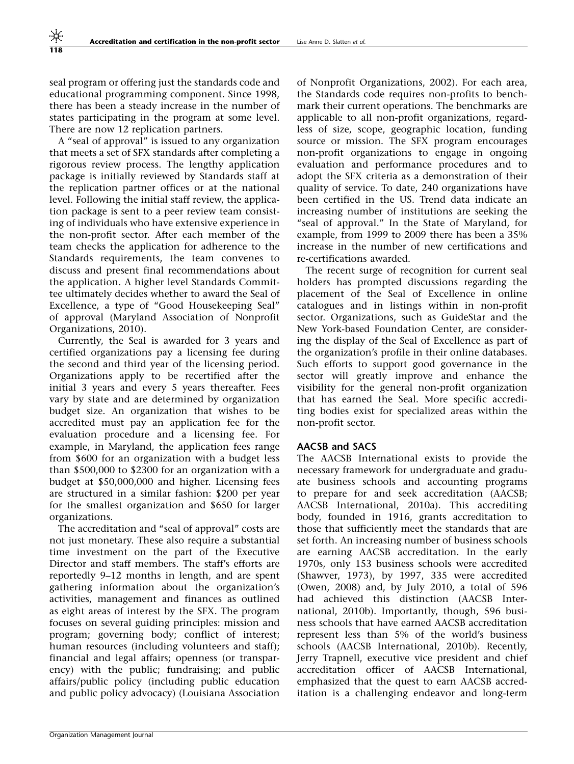seal program or offering just the standards code and educational programming component. Since 1998, there has been a steady increase in the number of states participating in the program at some level. There are now 12 replication partners.

A "seal of approval" is issued to any organization that meets a set of SFX standards after completing a rigorous review process. The lengthy application package is initially reviewed by Standards staff at the replication partner offices or at the national level. Following the initial staff review, the application package is sent to a peer review team consisting of individuals who have extensive experience in the non-profit sector. After each member of the team checks the application for adherence to the Standards requirements, the team convenes to discuss and present final recommendations about the application. A higher level Standards Committee ultimately decides whether to award the Seal of Excellence, a type of "Good Housekeeping Seal" of approval (Maryland Association of Nonprofit Organizations, 2010).

Currently, the Seal is awarded for 3 years and certified organizations pay a licensing fee during the second and third year of the licensing period. Organizations apply to be recertified after the initial 3 years and every 5 years thereafter. Fees vary by state and are determined by organization budget size. An organization that wishes to be accredited must pay an application fee for the evaluation procedure and a licensing fee. For example, in Maryland, the application fees range from \$600 for an organization with a budget less than \$500,000 to \$2300 for an organization with a budget at \$50,000,000 and higher. Licensing fees are structured in a similar fashion: \$200 per year for the smallest organization and \$650 for larger organizations.

The accreditation and "seal of approval" costs are not just monetary. These also require a substantial time investment on the part of the Executive Director and staff members. The staff's efforts are reportedly 9–12 months in length, and are spent gathering information about the organization's activities, management and finances as outlined as eight areas of interest by the SFX. The program focuses on several guiding principles: mission and program; governing body; conflict of interest; human resources (including volunteers and staff); financial and legal affairs; openness (or transparency) with the public; fundraising; and public affairs/public policy (including public education and public policy advocacy) (Louisiana Association of Nonprofit Organizations, 2002). For each area, the Standards code requires non-profits to benchmark their current operations. The benchmarks are applicable to all non-profit organizations, regardless of size, scope, geographic location, funding source or mission. The SFX program encourages non-profit organizations to engage in ongoing evaluation and performance procedures and to adopt the SFX criteria as a demonstration of their quality of service. To date, 240 organizations have been certified in the US. Trend data indicate an increasing number of institutions are seeking the "seal of approval." In the State of Maryland, for example, from 1999 to 2009 there has been a 35% increase in the number of new certifications and re-certifications awarded.

The recent surge of recognition for current seal holders has prompted discussions regarding the placement of the Seal of Excellence in online catalogues and in listings within in non-profit sector. Organizations, such as GuideStar and the New York-based Foundation Center, are considering the display of the Seal of Excellence as part of the organization's profile in their online databases. Such efforts to support good governance in the sector will greatly improve and enhance the visibility for the general non-profit organization that has earned the Seal. More specific accrediting bodies exist for specialized areas within the non-profit sector.

### AACSB and SACS

The AACSB International exists to provide the necessary framework for undergraduate and graduate business schools and accounting programs to prepare for and seek accreditation (AACSB; AACSB International, 2010a). This accrediting body, founded in 1916, grants accreditation to those that sufficiently meet the standards that are set forth. An increasing number of business schools are earning AACSB accreditation. In the early 1970s, only 153 business schools were accredited (Shawver, 1973), by 1997, 335 were accredited (Owen, 2008) and, by July 2010, a total of 596 had achieved this distinction (AACSB International, 2010b). Importantly, though, 596 business schools that have earned AACSB accreditation represent less than 5% of the world's business schools (AACSB International, 2010b). Recently, Jerry Trapnell, executive vice president and chief accreditation officer of AACSB International, emphasized that the quest to earn AACSB accreditation is a challenging endeavor and long-term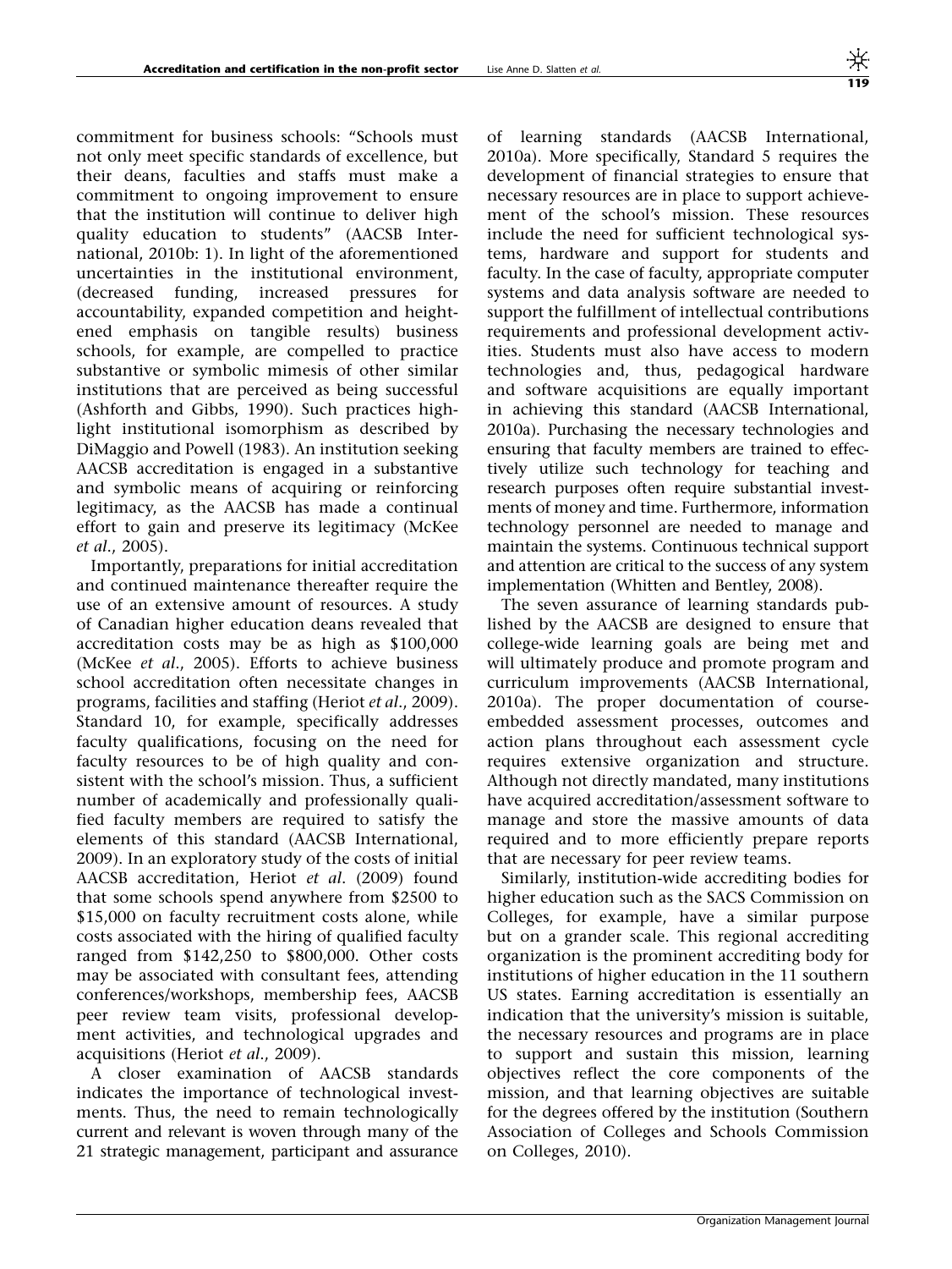commitment for business schools: "Schools must not only meet specific standards of excellence, but their deans, faculties and staffs must make a commitment to ongoing improvement to ensure that the institution will continue to deliver high quality education to students" (AACSB International, 2010b: 1). In light of the aforementioned uncertainties in the institutional environment, (decreased funding, increased pressures for accountability, expanded competition and heightened emphasis on tangible results) business schools, for example, are compelled to practice substantive or symbolic mimesis of other similar institutions that are perceived as being successful (Ashforth and Gibbs, 1990). Such practices highlight institutional isomorphism as described by DiMaggio and Powell (1983). An institution seeking AACSB accreditation is engaged in a substantive and symbolic means of acquiring or reinforcing legitimacy, as the AACSB has made a continual effort to gain and preserve its legitimacy (McKee *et al.*, 2005).

Importantly, preparations for initial accreditation and continued maintenance thereafter require the use of an extensive amount of resources. A study of Canadian higher education deans revealed that accreditation costs may be as high as $100,000 (McKee *et al.*, 2005). Efforts to achieve business school accreditation often necessitate changes in programs, facilities and staffing (Heriot *et al.*, 2009). Standard 10, for example, specifically addresses faculty qualifications, focusing on the need for faculty resources to be of high quality and consistent with the school's mission. Thus, a sufficient number of academically and professionally qualified faculty members are required to satisfy the elements of this standard (AACSB International, 2009). In an exploratory study of the costs of initial AACSB accreditation, Heriot *et al.* (2009) found that some schools spend anywhere from $2500 to $15,000 on faculty recruitment costs alone, while costs associated with the hiring of qualified faculty ranged from $142,250 to $800,000. Other costs may be associated with consultant fees, attending conferences/workshops, membership fees, AACSB peer review team visits, professional development activities, and technological upgrades and acquisitions (Heriot *et al.*, 2009).

A closer examination of AACSB standards indicates the importance of technological investments. Thus, the need to remain technologically current and relevant is woven through many of the 21 strategic management, participant and assurance of learning standards (AACSB International, 2010a). More specifically, Standard 5 requires the development of financial strategies to ensure that necessary resources are in place to support achievement of the school's mission. These resources include the need for sufficient technological systems, hardware and support for students and faculty. In the case of faculty, appropriate computer systems and data analysis software are needed to support the fulfillment of intellectual contributions requirements and professional development activities. Students must also have access to modern technologies and, thus, pedagogical hardware and software acquisitions are equally important in achieving this standard (AACSB International, 2010a). Purchasing the necessary technologies and ensuring that faculty members are trained to effectively utilize such technology for teaching and research purposes often require substantial investments of money and time. Furthermore, information technology personnel are needed to manage and maintain the systems. Continuous technical support and attention are critical to the success of any system implementation (Whitten and Bentley, 2008).

The seven assurance of learning standards published by the AACSB are designed to ensure that college-wide learning goals are being met and will ultimately produce and promote program and curriculum improvements (AACSB International, 2010a). The proper documentation of course-embedded assessment processes, outcomes and action plans throughout each assessment cycle requires extensive organization and structure. Although not directly mandated, many institutions have acquired accreditation/assessment software to manage and store the massive amounts of data required and to more efficiently prepare reports that are necessary for peer review teams.

Similarly, institution-wide accrediting bodies for higher education such as the SACS Commission on Colleges, for example, have a similar purpose but on a grander scale. This regional accrediting organization is the prominent accrediting body for institutions of higher education in the 11 southern US states. Earning accreditation is essentially an indication that the university's mission is suitable, the necessary resources and programs are in place to support and sustain this mission, learning objectives reflect the core components of the mission, and that learning objectives are suitable for the degrees offered by the institution (Southern Association of Colleges and Schools Commission on Colleges, 2010).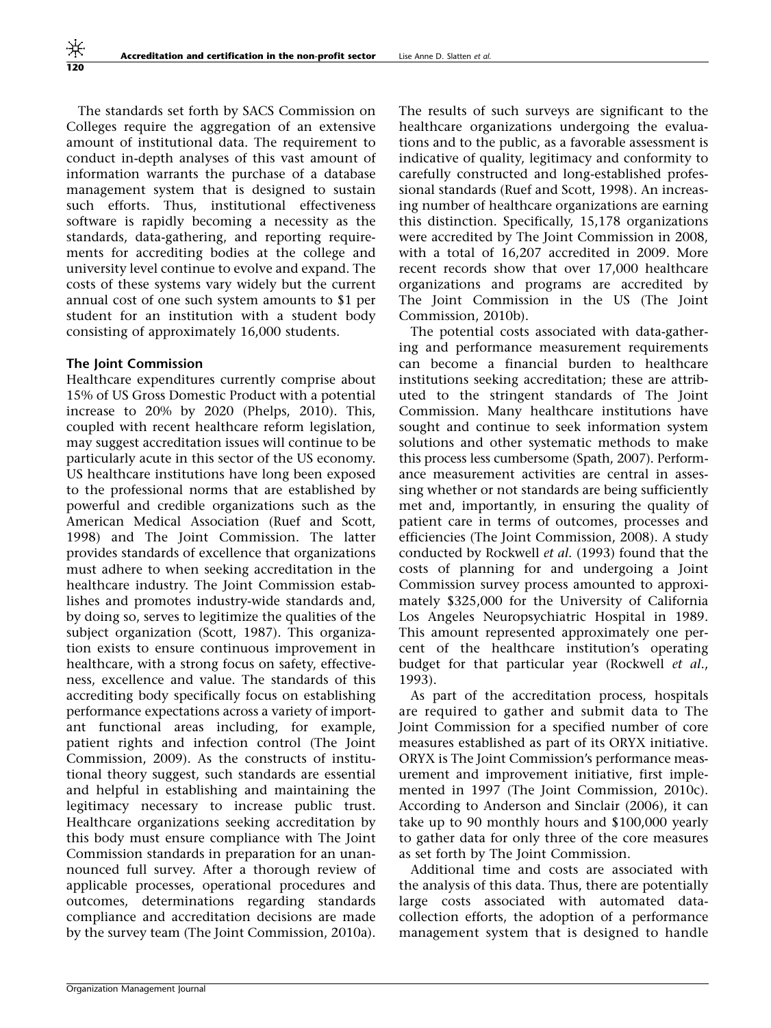The standards set forth by SACS Commission on Colleges require the aggregation of an extensive amount of institutional data. The requirement to conduct in-depth analyses of this vast amount of information warrants the purchase of a database management system that is designed to sustain such efforts. Thus, institutional effectiveness software is rapidly becoming a necessity as the standards, data-gathering, and reporting requirements for accrediting bodies at the college and university level continue to evolve and expand. The costs of these systems vary widely but the current annual cost of one such system amounts to $1 per student for an institution with a student body consisting of approximately 16,000 students.

### The Joint Commission

Healthcare expenditures currently comprise about 15% of US Gross Domestic Product with a potential increase to 20% by 2020 (Phelps, 2010). This, coupled with recent healthcare reform legislation, may suggest accreditation issues will continue to be particularly acute in this sector of the US economy. US healthcare institutions have long been exposed to the professional norms that are established by powerful and credible organizations such as the American Medical Association (Ruef and Scott, 1998) and The Joint Commission. The latter provides standards of excellence that organizations must adhere to when seeking accreditation in the healthcare industry. The Joint Commission establishes and promotes industry-wide standards and, by doing so, serves to legitimize the qualities of the subject organization (Scott, 1987). This organization exists to ensure continuous improvement in healthcare, with a strong focus on safety, effectiveness, excellence and value. The standards of this accrediting body specifically focus on establishing performance expectations across a variety of important functional areas including, for example, patient rights and infection control (The Joint Commission, 2009). As the constructs of institutional theory suggest, such standards are essential and helpful in establishing and maintaining the legitimacy necessary to increase public trust. Healthcare organizations seeking accreditation by this body must ensure compliance with The Joint Commission standards in preparation for an unannounced full survey. After a thorough review of applicable processes, operational procedures and outcomes, determinations regarding standards compliance and accreditation decisions are made by the survey team (The Joint Commission, 2010a). The results of such surveys are significant to the healthcare organizations undergoing the evaluations and to the public, as a favorable assessment is indicative of quality, legitimacy and conformity to carefully constructed and long-established professional standards (Ruef and Scott, 1998). An increasing number of healthcare organizations are earning this distinction. Specifically, 15,178 organizations were accredited by The Joint Commission in 2008, with a total of 16,207 accredited in 2009. More recent records show that over 17,000 healthcare organizations and programs are accredited by The Joint Commission in the US (The Joint Commission, 2010b).

The potential costs associated with data-gathering and performance measurement requirements can become a financial burden to healthcare institutions seeking accreditation; these are attributed to the stringent standards of The Joint Commission. Many healthcare institutions have sought and continue to seek information system solutions and other systematic methods to make this process less cumbersome (Spath, 2007). Performance measurement activities are central in assessing whether or not standards are being sufficiently met and, importantly, in ensuring the quality of patient care in terms of outcomes, processes and efficiencies (The Joint Commission, 2008). A study conducted by Rockwell *et al*. (1993) found that the costs of planning for and undergoing a Joint Commission survey process amounted to approximately $325,000 for the University of California Los Angeles Neuropsychiatric Hospital in 1989. This amount represented approximately one percent of the healthcare institution's operating budget for that particular year (Rockwell *et al*., 1993).

As part of the accreditation process, hospitals are required to gather and submit data to The Joint Commission for a specified number of core measures established as part of its ORYX initiative. ORYX is The Joint Commission's performance measurement and improvement initiative, first implemented in 1997 (The Joint Commission, 2010c). According to Anderson and Sinclair (2006), it can take up to 90 monthly hours and $100,000 yearly to gather data for only three of the core measures as set forth by The Joint Commission.

Additional time and costs are associated with the analysis of this data. Thus, there are potentially large costs associated with automated data-collection efforts, the adoption of a performance management system that is designed to handle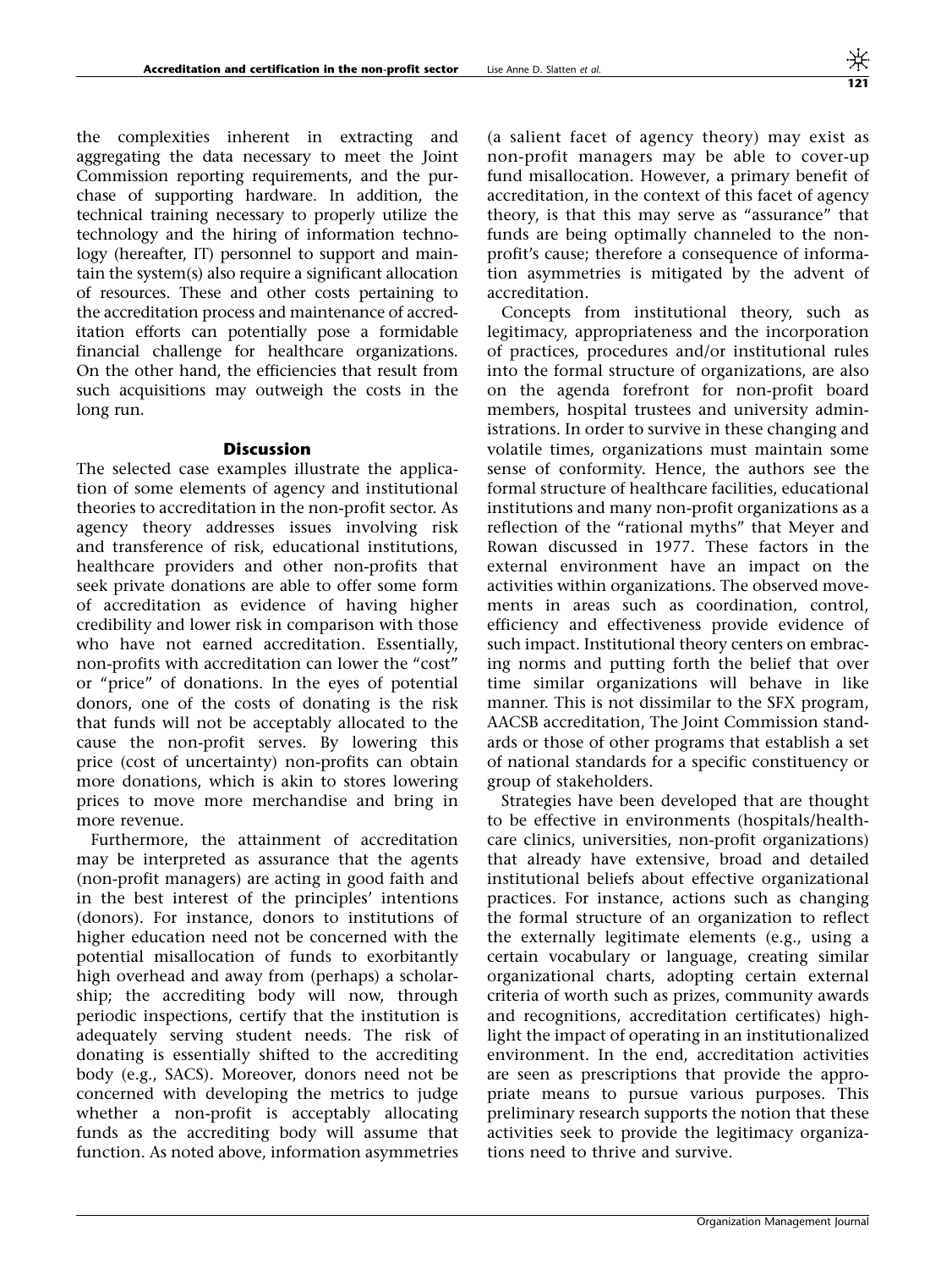the complexities inherent in extracting and aggregating the data necessary to meet the Joint Commission reporting requirements, and the purchase of supporting hardware. In addition, the technical training necessary to properly utilize the technology and the hiring of information technology (hereafter, IT) personnel to support and maintain the system(s) also require a significant allocation of resources. These and other costs pertaining to the accreditation process and maintenance of accreditation efforts can potentially pose a formidable financial challenge for healthcare organizations. On the other hand, the efficiencies that result from such acquisitions may outweigh the costs in the long run.

## Discussion

The selected case examples illustrate the application of some elements of agency and institutional theories to accreditation in the non-profit sector. As agency theory addresses issues involving risk and transference of risk, educational institutions, healthcare providers and other non-profits that seek private donations are able to offer some form of accreditation as evidence of having higher credibility and lower risk in comparison with those who have not earned accreditation. Essentially, non-profits with accreditation can lower the "cost" or "price" of donations. In the eyes of potential donors, one of the costs of donating is the risk that funds will not be acceptably allocated to the cause the non-profit serves. By lowering this price (cost of uncertainty) non-profits can obtain more donations, which is akin to stores lowering prices to move more merchandise and bring in more revenue.

Furthermore, the attainment of accreditation may be interpreted as assurance that the agents (non-profit managers) are acting in good faith and in the best interest of the principles' intentions (donors). For instance, donors to institutions of higher education need not be concerned with the potential misallocation of funds to exorbitantly high overhead and away from (perhaps) a scholarship; the accrediting body will now, through periodic inspections, certify that the institution is adequately serving student needs. The risk of donating is essentially shifted to the accrediting body (e.g., SACS). Moreover, donors need not be concerned with developing the metrics to judge whether a non-profit is acceptably allocating funds as the accrediting body will assume that function. As noted above, information asymmetries (a salient facet of agency theory) may exist as non-profit managers may be able to cover-up fund misallocation. However, a primary benefit of accreditation, in the context of this facet of agency theory, is that this may serve as "assurance" that funds are being optimally channeled to the non-profit's cause; therefore a consequence of information asymmetries is mitigated by the advent of accreditation.

Concepts from institutional theory, such as legitimacy, appropriateness and the incorporation of practices, procedures and/or institutional rules into the formal structure of organizations, are also on the agenda forefront for non-profit board members, hospital trustees and university administrations. In order to survive in these changing and volatile times, organizations must maintain some sense of conformity. Hence, the authors see the formal structure of healthcare facilities, educational institutions and many non-profit organizations as a reflection of the "rational myths" that Meyer and Rowan discussed in 1977. These factors in the external environment have an impact on the activities within organizations. The observed movements in areas such as coordination, control, efficiency and effectiveness provide evidence of such impact. Institutional theory centers on embracing norms and putting forth the belief that over time similar organizations will behave in like manner. This is not dissimilar to the SFX program, AACSB accreditation, The Joint Commission standards or those of other programs that establish a set of national standards for a specific constituency or group of stakeholders.

Strategies have been developed that are thought to be effective in environments (hospitals/healthcare clinics, universities, non-profit organizations) that already have extensive, broad and detailed institutional beliefs about effective organizational practices. For instance, actions such as changing the formal structure of an organization to reflect the externally legitimate elements (e.g., using a certain vocabulary or language, creating similar organizational charts, adopting certain external criteria of worth such as prizes, community awards and recognitions, accreditation certificates) highlight the impact of operating in an institutionalized environment. In the end, accreditation activities are seen as prescriptions that provide the appropriate means to pursue various purposes. This preliminary research supports the notion that these activities seek to provide the legitimacy organizations need to thrive and survive.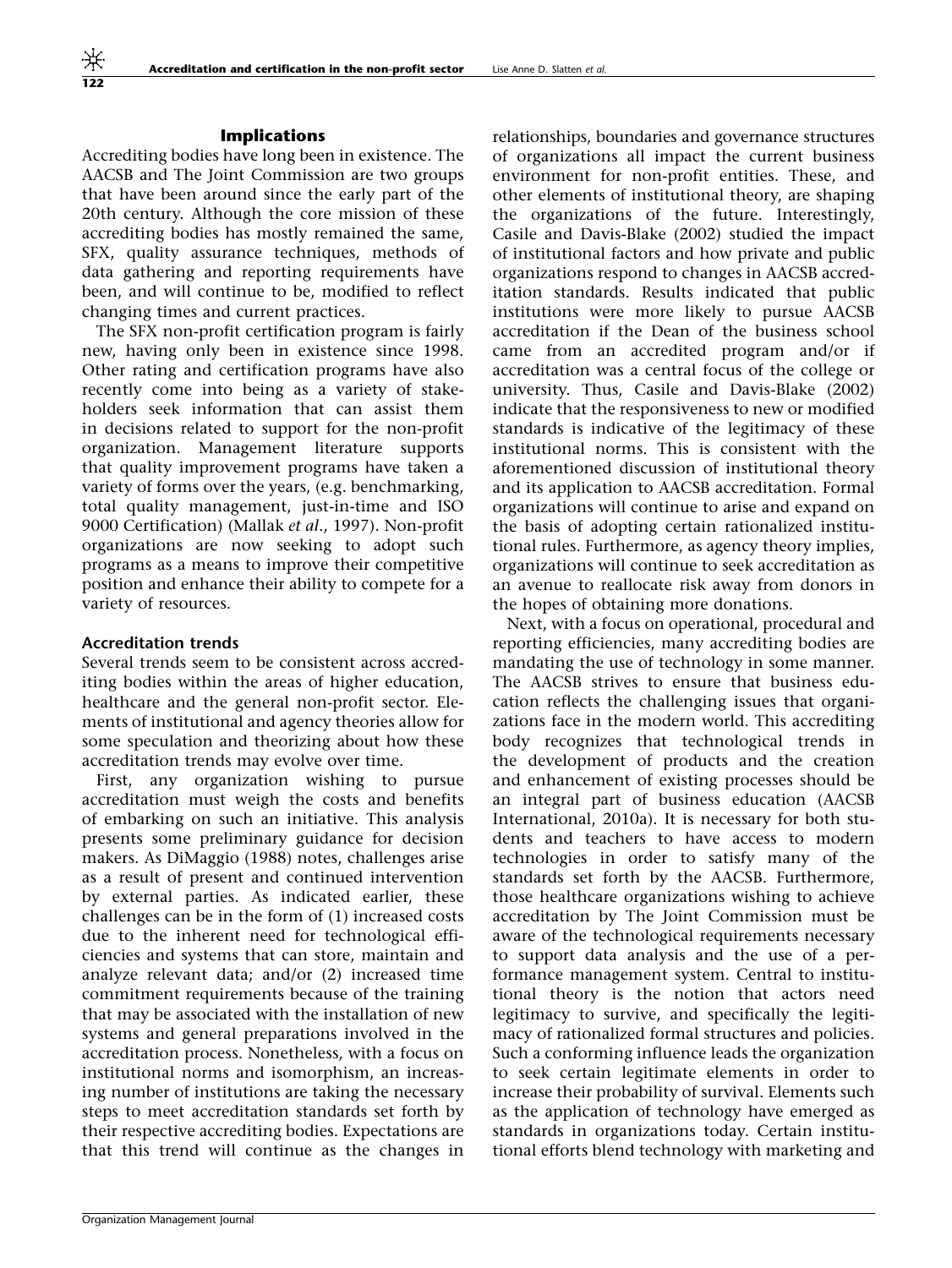## Implications

Accrediting bodies have long been in existence. The AACSB and The Joint Commission are two groups that have been around since the early part of the 20th century. Although the core mission of these accrediting bodies has mostly remained the same, SFX, quality assurance techniques, methods of data gathering and reporting requirements have been, and will continue to be, modified to reflect changing times and current practices.

The SFX non-profit certification program is fairly new, having only been in existence since 1998. Other rating and certification programs have also recently come into being as a variety of stakeholders seek information that can assist them in decisions related to support for the non-profit organization. Management literature supports that quality improvement programs have taken a variety of forms over the years, (e.g. benchmarking, total quality management, just-in-time and ISO 9000 Certification) (Mallak *et al*., 1997). Non-profit organizations are now seeking to adopt such programs as a means to improve their competitive position and enhance their ability to compete for a variety of resources.

### Accreditation trends

Several trends seem to be consistent across accrediting bodies within the areas of higher education, healthcare and the general non-profit sector. Elements of institutional and agency theories allow for some speculation and theorizing about how these accreditation trends may evolve over time.

First, any organization wishing to pursue accreditation must weigh the costs and benefits of embarking on such an initiative. This analysis presents some preliminary guidance for decision makers. As DiMaggio (1988) notes, challenges arise as a result of present and continued intervention by external parties. As indicated earlier, these challenges can be in the form of (1) increased costs due to the inherent need for technological efficiencies and systems that can store, maintain and analyze relevant data; and/or (2) increased time commitment requirements because of the training that may be associated with the installation of new systems and general preparations involved in the accreditation process. Nonetheless, with a focus on institutional norms and isomorphism, an increasing number of institutions are taking the necessary steps to meet accreditation standards set forth by their respective accrediting bodies. Expectations are that this trend will continue as the changes in relationships, boundaries and governance structures of organizations all impact the current business environment for non-profit entities. These, and other elements of institutional theory, are shaping the organizations of the future. Interestingly, Casile and Davis-Blake (2002) studied the impact of institutional factors and how private and public organizations respond to changes in AACSB accreditation standards. Results indicated that public institutions were more likely to pursue AACSB accreditation if the Dean of the business school came from an accredited program and/or if accreditation was a central focus of the college or university. Thus, Casile and Davis-Blake (2002) indicate that the responsiveness to new or modified standards is indicative of the legitimacy of these institutional norms. This is consistent with the aforementioned discussion of institutional theory and its application to AACSB accreditation. Formal organizations will continue to arise and expand on the basis of adopting certain rationalized institutional rules. Furthermore, as agency theory implies, organizations will continue to seek accreditation as an avenue to reallocate risk away from donors in the hopes of obtaining more donations.

Next, with a focus on operational, procedural and reporting efficiencies, many accrediting bodies are mandating the use of technology in some manner. The AACSB strives to ensure that business education reflects the challenging issues that organizations face in the modern world. This accrediting body recognizes that technological trends in the development of products and the creation and enhancement of existing processes should be an integral part of business education (AACSB International, 2010a). It is necessary for both students and teachers to have access to modern technologies in order to satisfy many of the standards set forth by the AACSB. Furthermore, those healthcare organizations wishing to achieve accreditation by The Joint Commission must be aware of the technological requirements necessary to support data analysis and the use of a performance management system. Central to institutional theory is the notion that actors need legitimacy to survive, and specifically the legitimacy of rationalized formal structures and policies. Such a conforming influence leads the organization to seek certain legitimate elements in order to increase their probability of survival. Elements such as the application of technology have emerged as standards in organizations today. Certain institutional efforts blend technology with marketing and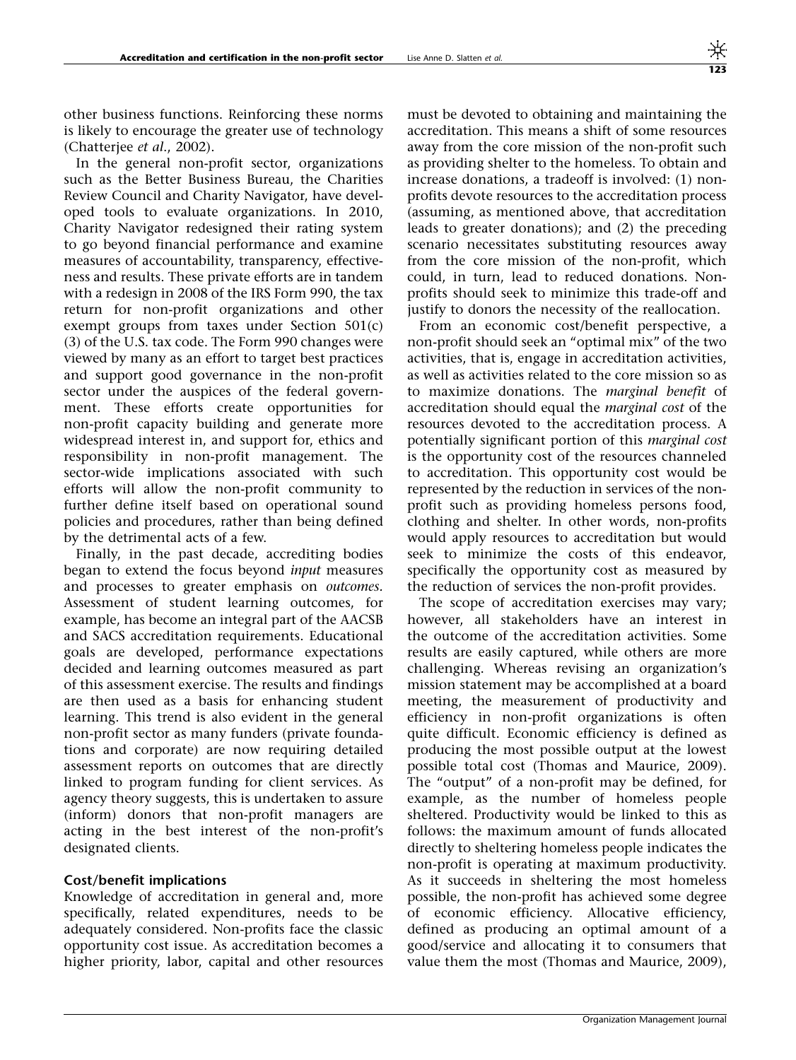other business functions. Reinforcing these norms is likely to encourage the greater use of technology (Chatterjee *et al*., 2002).

In the general non-profit sector, organizations such as the Better Business Bureau, the Charities Review Council and Charity Navigator, have developed tools to evaluate organizations. In 2010, Charity Navigator redesigned their rating system to go beyond financial performance and examine measures of accountability, transparency, effectiveness and results. These private efforts are in tandem with a redesign in 2008 of the IRS Form 990, the tax return for non-profit organizations and other exempt groups from taxes under Section 501(c) (3) of the U.S. tax code. The Form 990 changes were viewed by many as an effort to target best practices and support good governance in the non-profit sector under the auspices of the federal government. These efforts create opportunities for non-profit capacity building and generate more widespread interest in, and support for, ethics and responsibility in non-profit management. The sector-wide implications associated with such efforts will allow the non-profit community to further define itself based on operational sound policies and procedures, rather than being defined by the detrimental acts of a few.

Finally, in the past decade, accrediting bodies began to extend the focus beyond *input* measures and processes to greater emphasis on *outcomes*. Assessment of student learning outcomes, for example, has become an integral part of the AACSB and SACS accreditation requirements. Educational goals are developed, performance expectations decided and learning outcomes measured as part of this assessment exercise. The results and findings are then used as a basis for enhancing student learning. This trend is also evident in the general non-profit sector as many funders (private foundations and corporate) are now requiring detailed assessment reports on outcomes that are directly linked to program funding for client services. As agency theory suggests, this is undertaken to assure (inform) donors that non-profit managers are acting in the best interest of the non-profit's designated clients.

### Cost/benefit implications

Knowledge of accreditation in general and, more specifically, related expenditures, needs to be adequately considered. Non-profits face the classic opportunity cost issue. As accreditation becomes a higher priority, labor, capital and other resources must be devoted to obtaining and maintaining the accreditation. This means a shift of some resources away from the core mission of the non-profit such as providing shelter to the homeless. To obtain and increase donations, a tradeoff is involved: (1) non-profits devote resources to the accreditation process (assuming, as mentioned above, that accreditation leads to greater donations); and (2) the preceding scenario necessitates substituting resources away from the core mission of the non-profit, which could, in turn, lead to reduced donations. Non-profits should seek to minimize this trade-off and justify to donors the necessity of the reallocation.

From an economic cost/benefit perspective, a non-profit should seek an "optimal mix" of the two activities, that is, engage in accreditation activities, as well as activities related to the core mission so as to maximize donations. The *marginal benefit* of accreditation should equal the *marginal cost* of the resources devoted to the accreditation process. A potentially significant portion of this *marginal cost* is the opportunity cost of the resources channeled to accreditation. This opportunity cost would be represented by the reduction in services of the non-profit such as providing homeless persons food, clothing and shelter. In other words, non-profits would apply resources to accreditation but would seek to minimize the costs of this endeavor, specifically the opportunity cost as measured by the reduction of services the non-profit provides.

The scope of accreditation exercises may vary; however, all stakeholders have an interest in the outcome of the accreditation activities. Some results are easily captured, while others are more challenging. Whereas revising an organization's mission statement may be accomplished at a board meeting, the measurement of productivity and efficiency in non-profit organizations is often quite difficult. Economic efficiency is defined as producing the most possible output at the lowest possible total cost (Thomas and Maurice, 2009). The "output" of a non-profit may be defined, for example, as the number of homeless people sheltered. Productivity would be linked to this as follows: the maximum amount of funds allocated directly to sheltering homeless people indicates the non-profit is operating at maximum productivity. As it succeeds in sheltering the most homeless possible, the non-profit has achieved some degree of economic efficiency. Allocative efficiency, defined as producing an optimal amount of a good/service and allocating it to consumers that value them the most (Thomas and Maurice, 2009),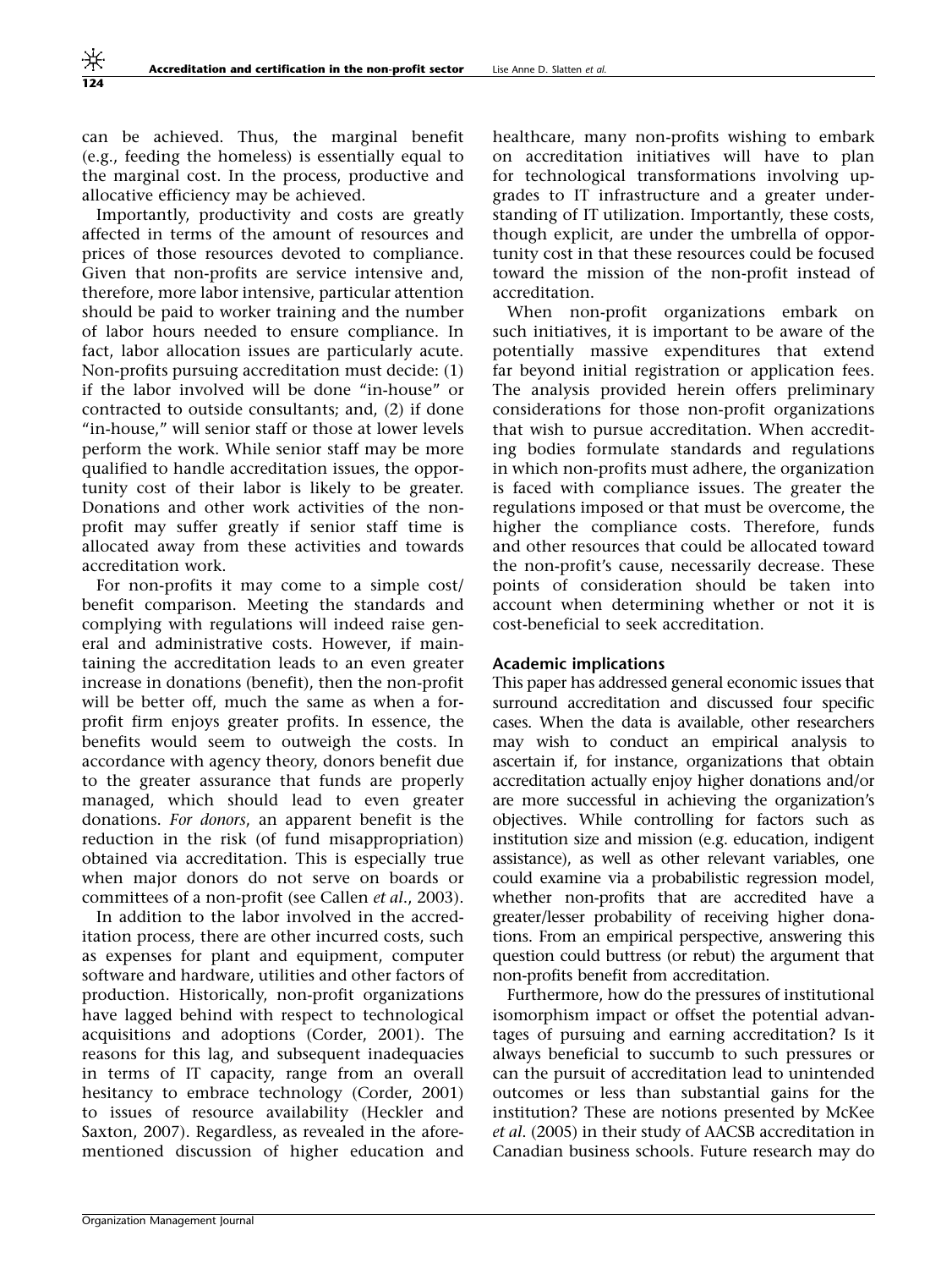can be achieved. Thus, the marginal benefit (e.g., feeding the homeless) is essentially equal to the marginal cost. In the process, productive and allocative efficiency may be achieved.

Importantly, productivity and costs are greatly affected in terms of the amount of resources and prices of those resources devoted to compliance. Given that non-profits are service intensive and, therefore, more labor intensive, particular attention should be paid to worker training and the number of labor hours needed to ensure compliance. In fact, labor allocation issues are particularly acute. Non-profits pursuing accreditation must decide: (1) if the labor involved will be done "in-house" or contracted to outside consultants; and, (2) if done "in-house," will senior staff or those at lower levels perform the work. While senior staff may be more qualified to handle accreditation issues, the opportunity cost of their labor is likely to be greater. Donations and other work activities of the non-profit may suffer greatly if senior staff time is allocated away from these activities and towards accreditation work.

For non-profits it may come to a simple cost/benefit comparison. Meeting the standards and complying with regulations will indeed raise general and administrative costs. However, if maintaining the accreditation leads to an even greater increase in donations (benefit), then the non-profit will be better off, much the same as when a for-profit firm enjoys greater profits. In essence, the benefits would seem to outweigh the costs. In accordance with agency theory, donors benefit due to the greater assurance that funds are properly managed, which should lead to even greater donations. *For donors*, an apparent benefit is the reduction in the risk (of fund misappropriation) obtained via accreditation. This is especially true when major donors do not serve on boards or committees of a non-profit (see Callen *et al*., 2003).

In addition to the labor involved in the accreditation process, there are other incurred costs, such as expenses for plant and equipment, computer software and hardware, utilities and other factors of production. Historically, non-profit organizations have lagged behind with respect to technological acquisitions and adoptions (Corder, 2001). The reasons for this lag, and subsequent inadequacies in terms of IT capacity, range from an overall hesitancy to embrace technology (Corder, 2001) to issues of resource availability (Heckler and Saxton, 2007). Regardless, as revealed in the aforementioned discussion of higher education and healthcare, many non-profits wishing to embark on accreditation initiatives will have to plan for technological transformations involving upgrades to IT infrastructure and a greater understanding of IT utilization. Importantly, these costs, though explicit, are under the umbrella of opportunity cost in that these resources could be focused toward the mission of the non-profit instead of accreditation.

When non-profit organizations embark on such initiatives, it is important to be aware of the potentially massive expenditures that extend far beyond initial registration or application fees. The analysis provided herein offers preliminary considerations for those non-profit organizations that wish to pursue accreditation. When accrediting bodies formulate standards and regulations in which non-profits must adhere, the organization is faced with compliance issues. The greater the regulations imposed or that must be overcome, the higher the compliance costs. Therefore, funds and other resources that could be allocated toward the non-profit's cause, necessarily decrease. These points of consideration should be taken into account when determining whether or not it is cost-beneficial to seek accreditation.

### Academic implications

This paper has addressed general economic issues that surround accreditation and discussed four specific cases. When the data is available, other researchers may wish to conduct an empirical analysis to ascertain if, for instance, organizations that obtain accreditation actually enjoy higher donations and/or are more successful in achieving the organization's objectives. While controlling for factors such as institution size and mission (e.g. education, indigent assistance), as well as other relevant variables, one could examine via a probabilistic regression model, whether non-profits that are accredited have a greater/lesser probability of receiving higher donations. From an empirical perspective, answering this question could buttress (or rebut) the argument that non-profits benefit from accreditation.

Furthermore, how do the pressures of institutional isomorphism impact or offset the potential advantages of pursuing and earning accreditation? Is it always beneficial to succumb to such pressures or can the pursuit of accreditation lead to unintended outcomes or less than substantial gains for the institution? These are notions presented by McKee *et al*. (2005) in their study of AACSB accreditation in Canadian business schools. Future research may do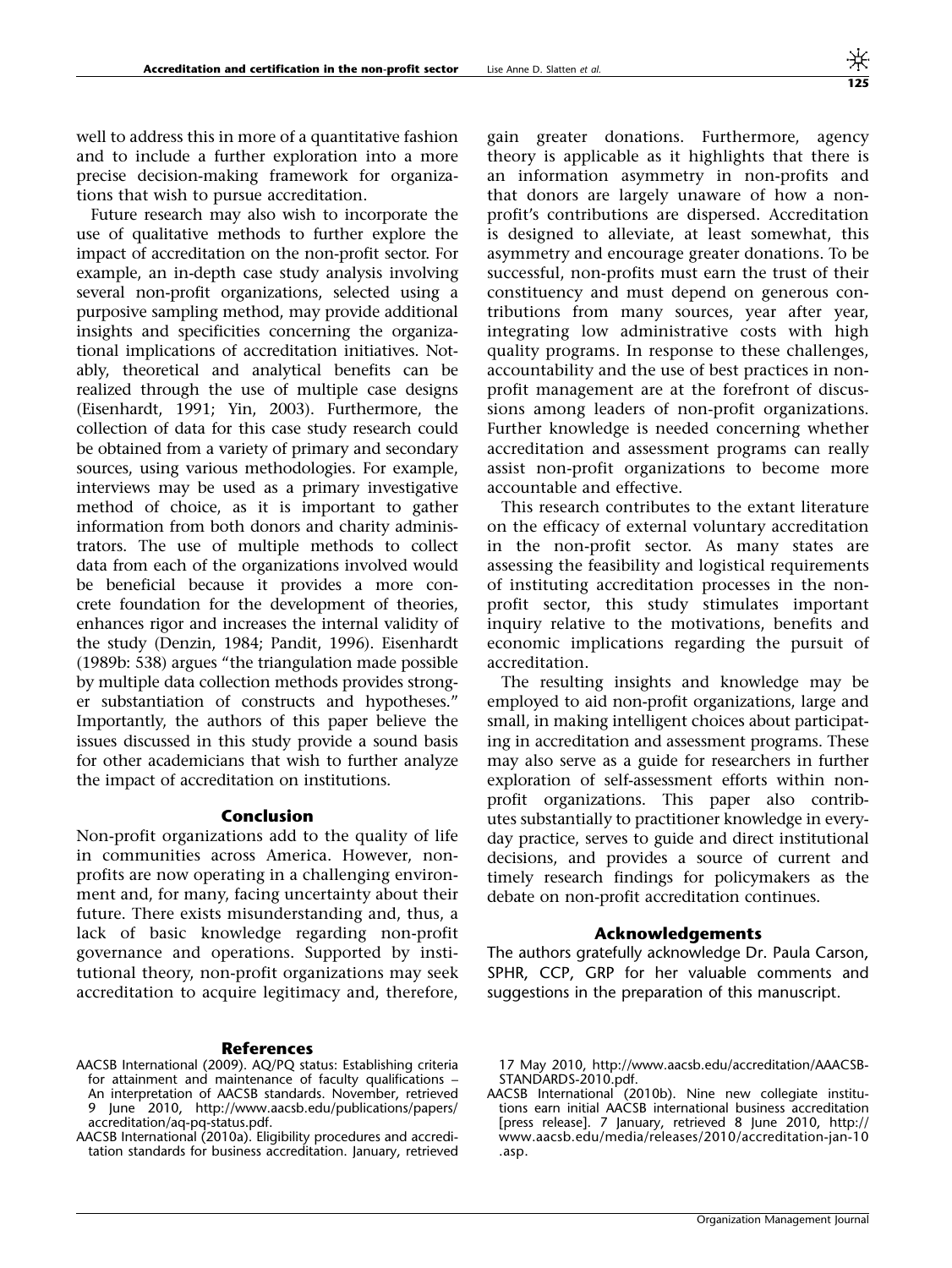well to address this in more of a quantitative fashion and to include a further exploration into a more precise decision-making framework for organizations that wish to pursue accreditation.

Future research may also wish to incorporate the use of qualitative methods to further explore the impact of accreditation on the non-profit sector. For example, an in-depth case study analysis involving several non-profit organizations, selected using a purposive sampling method, may provide additional insights and specificities concerning the organizational implications of accreditation initiatives. Notably, theoretical and analytical benefits can be realized through the use of multiple case designs (Eisenhardt, 1991; Yin, 2003). Furthermore, the collection of data for this case study research could be obtained from a variety of primary and secondary sources, using various methodologies. For example, interviews may be used as a primary investigative method of choice, as it is important to gather information from both donors and charity administrators. The use of multiple methods to collect data from each of the organizations involved would be beneficial because it provides a more concrete foundation for the development of theories, enhances rigor and increases the internal validity of the study (Denzin, 1984; Pandit, 1996). Eisenhardt (1989b: 538) argues "the triangulation made possible by multiple data collection methods provides stronger substantiation of constructs and hypotheses." Importantly, the authors of this paper believe the issues discussed in this study provide a sound basis for other academicians that wish to further analyze the impact of accreditation on institutions.

## Conclusion

Non-profit organizations add to the quality of life in communities across America. However, non-profits are now operating in a challenging environment and, for many, facing uncertainty about their future. There exists misunderstanding and, thus, a lack of basic knowledge regarding non-profit governance and operations. Supported by institutional theory, non-profit organizations may seek accreditation to acquire legitimacy and, therefore, gain greater donations. Furthermore, agency theory is applicable as it highlights that there is an information asymmetry in non-profits and that donors are largely unaware of how a non-profit's contributions are dispersed. Accreditation is designed to alleviate, at least somewhat, this asymmetry and encourage greater donations. To be successful, non-profits must earn the trust of their constituency and must depend on generous contributions from many sources, year after year, integrating low administrative costs with high quality programs. In response to these challenges, accountability and the use of best practices in non-profit management are at the forefront of discussions among leaders of non-profit organizations. Further knowledge is needed concerning whether accreditation and assessment programs can really assist non-profit organizations to become more accountable and effective.

This research contributes to the extant literature on the efficacy of external voluntary accreditation in the non-profit sector. As many states are assessing the feasibility and logistical requirements of instituting accreditation processes in the non-profit sector, this study stimulates important inquiry relative to the motivations, benefits and economic implications regarding the pursuit of accreditation.

The resulting insights and knowledge may be employed to aid non-profit organizations, large and small, in making intelligent choices about participating in accreditation and assessment programs. These may also serve as a guide for researchers in further exploration of self-assessment efforts within non-profit organizations. This paper also contributes substantially to practitioner knowledge in everyday practice, serves to guide and direct institutional decisions, and provides a source of current and timely research findings for policymakers as the debate on non-profit accreditation continues.

## Acknowledgements

The authors gratefully acknowledge Dr. Paula Carson, SPHR, CCP, GRP for her valuable comments and suggestions in the preparation of this manuscript.

## References

AACSB International (2009). AQ/PQ status: Establishing criteria for attainment and maintenance of faculty qualifications – An interpretation of AACSB standards. November, retrieved 9 June 2010, http://www.aacsb.edu/publications/papers/accreditation/aq-pq-status.pdf.

AACSB International (2010a). Eligibility procedures and accreditation standards for business accreditation. January, retrieved 17 May 2010, http://www.aacsb.edu/accreditation/AAACSB-STANDARDS-2010.pdf.

AACSB International (2010b). Nine new collegiate institutions earn initial AACSB international business accreditation [press release]. 7 January, retrieved 8 June 2010, http://www.aacsb.edu/media/releases/2010/accreditation-jan-10.asp.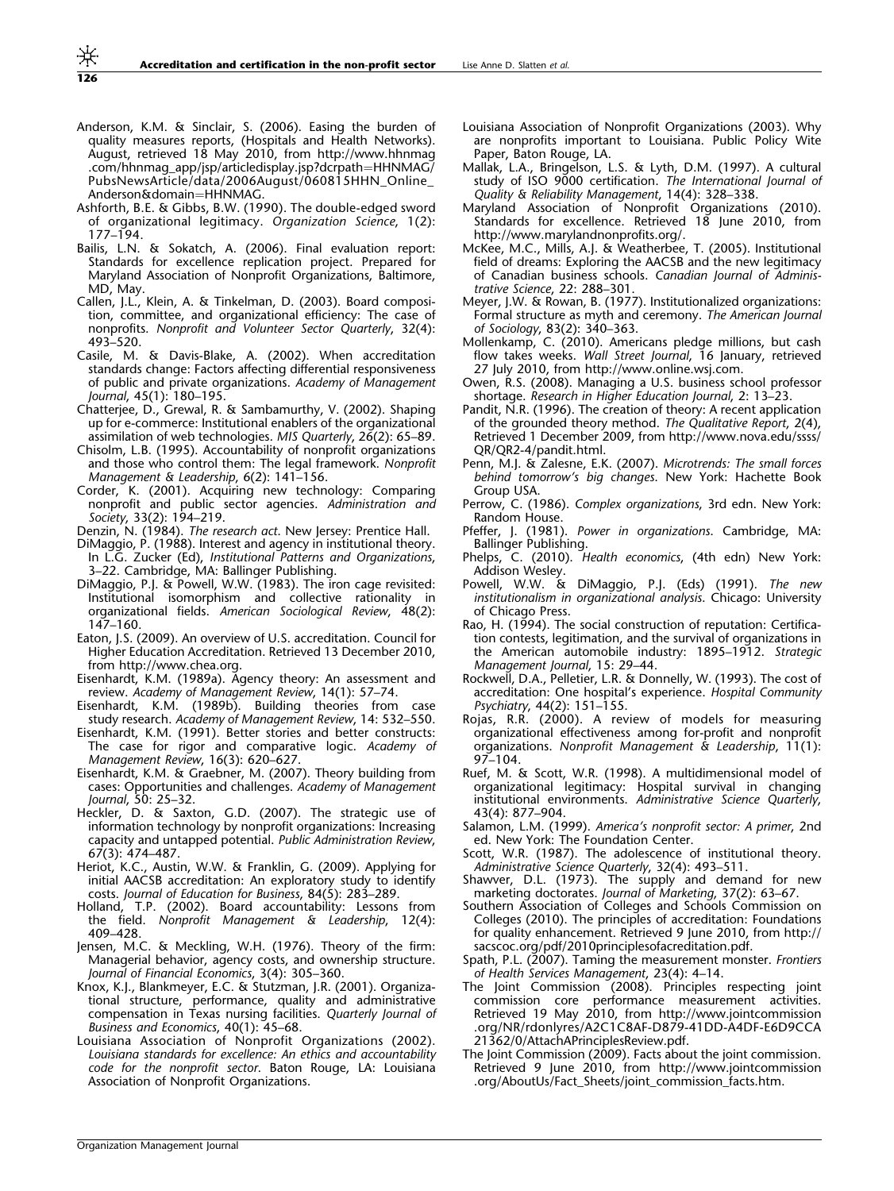Anderson, K.M. & Sinclair, S. (2006). Easing the burden of quality measures reports, (Hospitals and Health Networks). August, retrieved 18 May 2010, from http://www.hhnmag.com/hhnmag_app/jsp/articledisplay.jsp?dcrpath=HHNMAG/PubsNewsArticle/data/2006August/060815HHN_Online_Anderson&domain=HHNMAG.

Ashforth, B.E. & Gibbs, B.W. (1990). The double-edged sword of organizational legitimacy. *Organization Science*, 1(2): 177–194.

Bailis, L.N. & Sokatch, A. (2006). Final evaluation report: Standards for excellence replication project. Prepared for Maryland Association of Nonprofit Organizations, Baltimore, MD, May.

Callen, J.L., Klein, A. & Tinkelman, D. (2003). Board composition, committee, and organizational efficiency: The case of nonprofits. *Nonprofit and Volunteer Sector Quarterly*, 32(4): 493–520.

Casile, M. & Davis-Blake, A. (2002). When accreditation standards change: Factors affecting differential responsiveness of public and private organizations. *Academy of Management Journal*, 45(1): 180–195.

Chatterjee, D., Grewal, R. & Sambamurthy, V. (2002). Shaping up for e-commerce: Institutional enablers of the organizational assimilation of web technologies. *MIS Quarterly*, 26(2): 65–89.

Chisolm, L.B. (1995). Accountability of nonprofit organizations and those who control them: The legal framework. *Nonprofit Management & Leadership*, 6(2): 141–156.

Corder, K. (2001). Acquiring new technology: Comparing nonprofit and public sector agencies. *Administration and Society*, 33(2): 194–219.

Denzin, N. (1984). *The research act*. New Jersey: Prentice Hall.

DiMaggio, P. (1988). Interest and agency in institutional theory. In L.G. Zucker (Ed), *Institutional Patterns and Organizations*, 3–22. Cambridge, MA: Ballinger Publishing.

DiMaggio, P.J. & Powell, W.W. (1983). The iron cage revisited: Institutional isomorphism and collective rationality in organizational fields. *American Sociological Review*, 48(2): 147–160.

Eaton, J.S. (2009). An overview of U.S. accreditation. Council for Higher Education Accreditation. Retrieved 13 December 2010, from http://www.chea.org.

Eisenhardt, K.M. (1989a). Agency theory: An assessment and review. *Academy of Management Review*, 14(1): 57–74.

Eisenhardt, K.M. (1989b). Building theories from case study research. *Academy of Management Review*, 14: 532–550.

Eisenhardt, K.M. (1991). Better stories and better constructs: The case for rigor and comparative logic. *Academy of Management Review*, 16(3): 620–627.

Eisenhardt, K.M. & Graebner, M. (2007). Theory building from cases: Opportunities and challenges. *Academy of Management Journal*, 50: 25–32.

Heckler, D. & Saxton, G.D. (2007). The strategic use of information technology by nonprofit organizations: Increasing capacity and untapped potential. *Public Administration Review*, 67(3): 474–487.

Heriot, K.C., Austin, W.W. & Franklin, G. (2009). Applying for initial AACSB accreditation: An exploratory study to identify costs. *Journal of Education for Business*, 84(5): 283–289.

Holland, T.P. (2002). Board accountability: Lessons from the field. *Nonprofit Management & Leadership*, 12(4): 409–428.

Jensen, M.C. & Meckling, W.H. (1976). Theory of the firm: Managerial behavior, agency costs, and ownership structure. *Journal of Financial Economics*, 3(4): 305–360.

Knox, K.J., Blankmeyer, E.C. & Stutzman, J.R. (2001). Organizational structure, performance, quality and administrative compensation in Texas nursing facilities. *Quarterly Journal of Business and Economics*, 40(1): 45–68.

Louisiana Association of Nonprofit Organizations (2002). *Louisiana standards for excellence: An ethics and accountability code for the nonprofit sector*. Baton Rouge, LA: Louisiana Association of Nonprofit Organizations.

Louisiana Association of Nonprofit Organizations (2003). Why are nonprofits important to Louisiana. Public Policy Wite Paper, Baton Rouge, LA.

Mallak, L.A., Bringelson, L.S. & Lyth, D.M. (1997). A cultural study of ISO 9000 certification. *The International Journal of Quality & Reliability Management*, 14(4): 328–338.

Maryland Association of Nonprofit Organizations (2010). Standards for excellence. Retrieved 18 June 2010, from http://www.marylandnonprofits.org/.

McKee, M.C., Mills, A.J. & Weatherbee, T. (2005). Institutional field of dreams: Exploring the AACSB and the new legitimacy of Canadian business schools. *Canadian Journal of Administrative Science*, 22: 288–301.

Meyer, J.W. & Rowan, B. (1977). Institutionalized organizations: Formal structure as myth and ceremony. *The American Journal of Sociology*, 83(2): 340–363.

Mollenkamp, C. (2010). Americans pledge millions, but cash flow takes weeks. *Wall Street Journal*, 16 January, retrieved 27 July 2010, from http://www.online.wsj.com.

Owen, R.S. (2008). Managing a U.S. business school professor shortage. *Research in Higher Education Journal*, 2: 13–23.

Pandit, N.R. (1996). The creation of theory: A recent application of the grounded theory method. *The Qualitative Report*, 2(4), Retrieved 1 December 2009, from http://www.nova.edu/ssss/QR/QR2-4/pandit.html.

Penn, M.J. & Zalesne, E.K. (2007). *Microtrends: The small forces behind tomorrow's big changes*. New York: Hachette Book Group USA.

Perrow, C. (1986). *Complex organizations*, 3rd edn. New York: Random House.

Pfeffer, J. (1981). *Power in organizations*. Cambridge, MA: Ballinger Publishing.

Phelps, C. (2010). *Health economics*, (4th edn) New York: Addison Wesley.

Powell, W.W. & DiMaggio, P.J. (Eds) (1991). *The new institutionalism in organizational analysis*. Chicago: University of Chicago Press.

Rao, H. (1994). The social construction of reputation: Certification contests, legitimation, and the survival of organizations in the American automobile industry: 1895–1912. *Strategic Management Journal*, 15: 29–44.

Rockwell, D.A., Pelletier, L.R. & Donnelly, W. (1993). The cost of accreditation: One hospital's experience. *Hospital Community Psychiatry*, 44(2): 151–155.

Rojas, R.R. (2000). A review of models for measuring organizational effectiveness among for-profit and nonprofit organizations. *Nonprofit Management & Leadership*, 11(1): 97–104.

Ruef, M. & Scott, W.R. (1998). A multidimensional model of organizational legitimacy: Hospital survival in changing institutional environments. *Administrative Science Quarterly*, 43(4): 877–904.

Salamon, L.M. (1999). *America's nonprofit sector: A primer*, 2nd ed. New York: The Foundation Center.

Scott, W.R. (1987). The adolescence of institutional theory. *Administrative Science Quarterly*, 32(4): 493–511.

Shawver, D.L. (1973). The supply and demand for new marketing doctorates. *Journal of Marketing*, 37(2): 63–67.

Southern Association of Colleges and Schools Commission on Colleges (2010). The principles of accreditation: Foundations for quality enhancement. Retrieved 9 June 2010, from http://sacscoc.org/pdf/2010principlesofacreditation.pdf.

Spath, P.L. (2007). Taming the measurement monster. *Frontiers of Health Services Management*, 23(4): 4–14.

The Joint Commission (2008). Principles respecting joint commission core performance measurement activities. Retrieved 19 May 2010, from http://www.jointcommission.org/NR/rdonlyres/A2C1C8AF-D879-41DD-A4DF-E6D9CCA21362/0/AttachAPrinciplesReview.pdf.

The Joint Commission (2009). Facts about the joint commission. Retrieved 9 June 2010, from http://www.jointcommission.org/AboutUs/Fact_Sheets/joint_commission_facts.htm.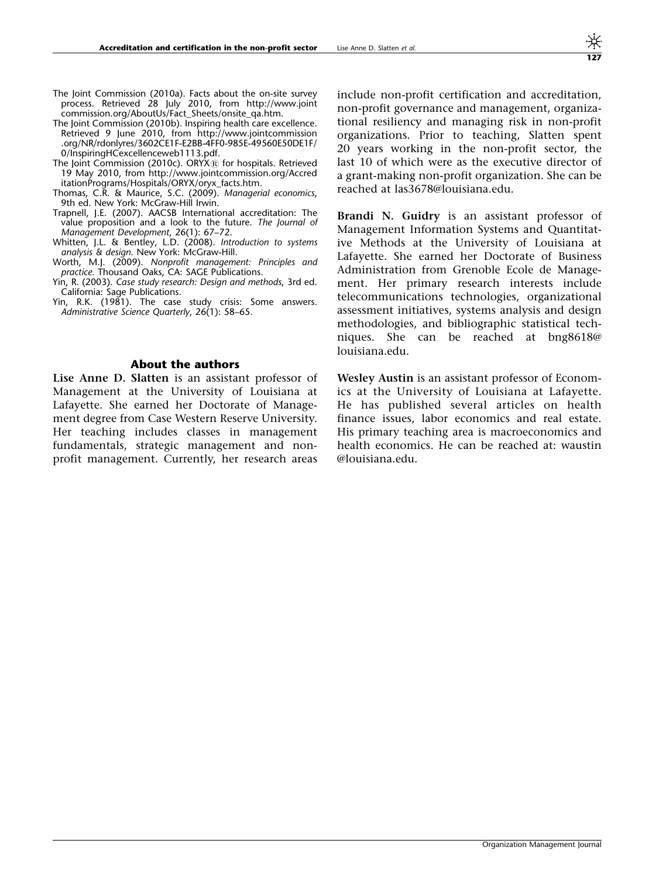The Joint Commission (2010a). Facts about the on-site survey process. Retrieved 28 July 2010, from http://www.jointcommission.org/AboutUs/Fact_Sheets/onsite_qa.htm.

The Joint Commission (2010b). Inspiring health care excellence. Retrieved 9 June 2010, from http://www.jointcommission.org/NR/rdonlyres/3602CE1F-E2BB-4FF0-985E-49560E50DE1F/0/InspiringHCexcellenceweb1113.pdf.

The Joint Commission (2010c). ORYX® for hospitals. Retrieved 19 May 2010, from http://www.jointcommission.org/AccreditationPrograms/Hospitals/ORYX/oryx_facts.htm.

Thomas, C.R. & Maurice, S.C. (2009). *Managerial economics*, 9th ed. New York: McGraw-Hill Irwin.

Trapnell, J.E. (2007). AACSB International accreditation: The value proposition and a look to the future. *The Journal of Management Development*, 26(1): 67–72.

Whitten, J.L. & Bentley, L.D. (2008). *Introduction to systems analysis & design*. New York: McGraw-Hill.

Worth, M.J. (2009). *Nonprofit management: Principles and practice*. Thousand Oaks, CA: SAGE Publications.

Yin, R. (2003). *Case study research: Design and methods*, 3rd ed. California: Sage Publications.

Yin, R.K. (1981). The case study crisis: Some answers. *Administrative Science Quarterly*, 26(1): 58–65.

## About the authors

**Lise Anne D. Slatten** is an assistant professor of Management at the University of Louisiana at Lafayette. She earned her Doctorate of Management degree from Case Western Reserve University. Her teaching includes classes in management fundamentals, strategic management and non-profit management. Currently, her research areas include non-profit certification and accreditation, non-profit governance and management, organizational resiliency and managing risk in non-profit organizations. Prior to teaching, Slatten spent 20 years working in the non-profit sector, the last 10 of which were as the executive director of a grant-making non-profit organization. She can be reached at las3678@louisiana.edu.

**Brandi N. Guidry** is an assistant professor of Management Information Systems and Quantitative Methods at the University of Louisiana at Lafayette. She earned her Doctorate of Business Administration from Grenoble Ecole de Management. Her primary research interests include telecommunications technologies, organizational assessment initiatives, systems analysis and design methodologies, and bibliographic statistical techniques. She can be reached at bng8618@louisiana.edu.

**Wesley Austin** is an assistant professor of Economics at the University of Louisiana at Lafayette. He has published several articles on health finance issues, labor economics and real estate. His primary teaching area is macroeconomics and health economics. He can be reached at: waustin@louisiana.edu.